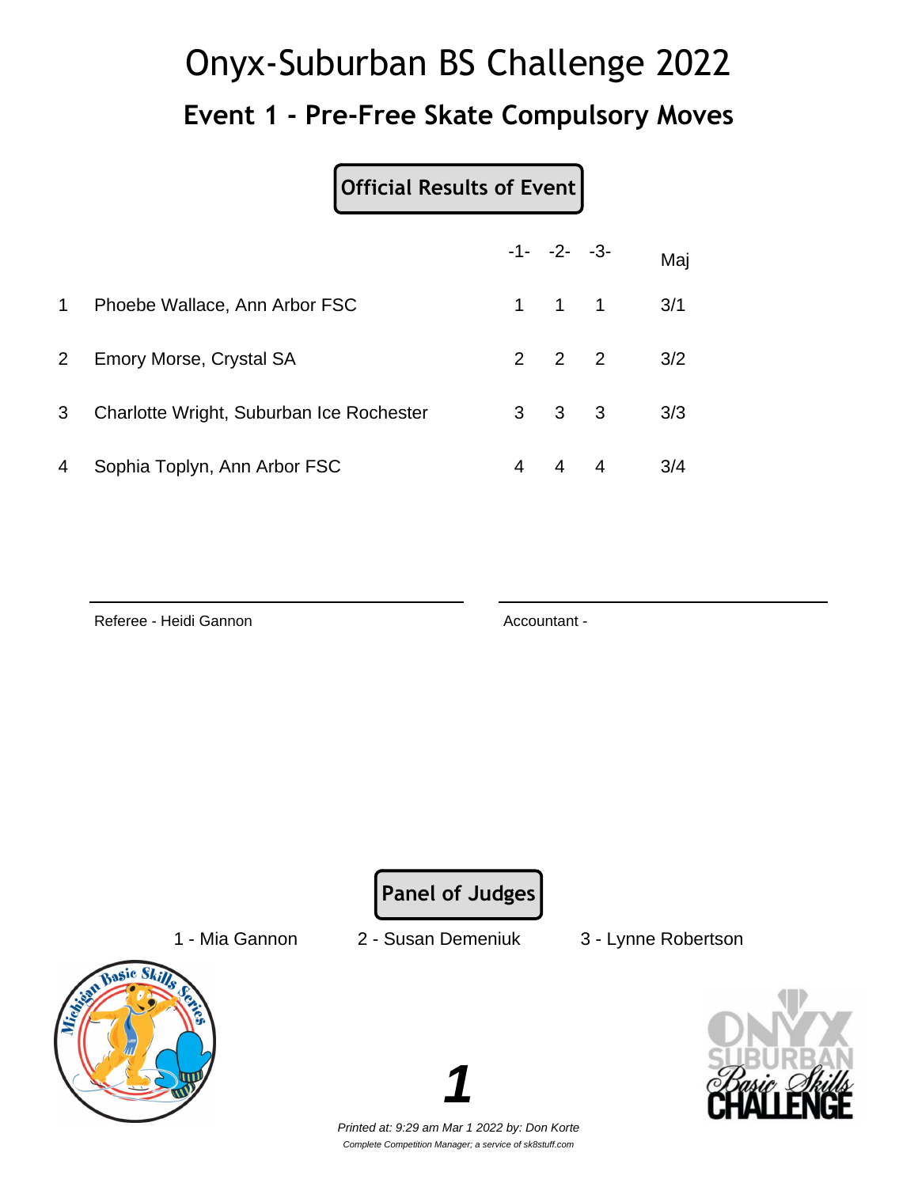# Onyx-Suburban BS Challenge 2022

## Event 1 - Pre-Free Skate Compulsory Moves

**Official Results of Event**

| | | -1- | -2- | -3- | Maj |
|---|---|---|---|---|---|
| 1 | Phoebe Wallace, Ann Arbor FSC | 1 | 1 | 1 | 3/1 |
| 2 | Emory Morse, Crystal SA | 2 | 2 | 2 | 3/2 |
| 3 | Charlotte Wright, Suburban Ice Rochester | 3 | 3 | 3 | 3/3 |
| 4 | Sophia Toplyn, Ann Arbor FSC | 4 | 4 | 4 | 3/4 |

Referee - Heidi Gannon

Accountant -

**Panel of Judges**

1 - Mia Gannon

2 - Susan Demeniuk

3 - Lynne Robertson

*Printed at: 9:29 am Mar 1 2022 by: Don Korte*

*Complete Competition Manager; a service of sk8stuff.com*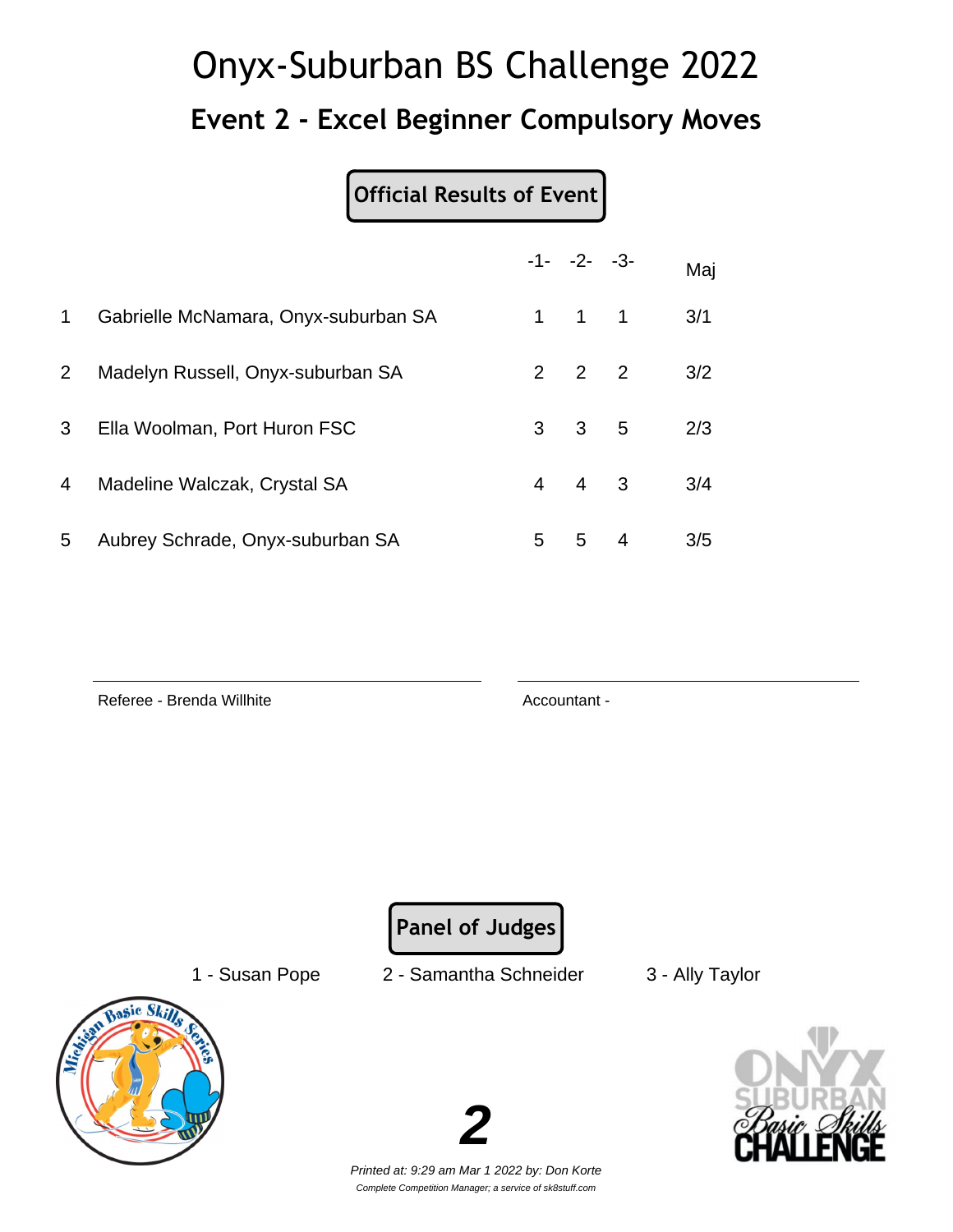# Onyx-Suburban BS Challenge 2022

## Event 2 - Excel Beginner Compulsory Moves

**Official Results of Event**

| | | -1- | -2- | -3- | Maj |
|---|---|---|---|---|---|
| 1 | Gabrielle McNamara, Onyx-suburban SA | 1 | 1 | 1 | 3/1 |
| 2 | Madelyn Russell, Onyx-suburban SA | 2 | 2 | 2 | 3/2 |
| 3 | Ella Woolman, Port Huron FSC | 3 | 3 | 5 | 2/3 |
| 4 | Madeline Walczak, Crystal SA | 4 | 4 | 3 | 3/4 |
| 5 | Aubrey Schrade, Onyx-suburban SA | 5 | 5 | 4 | 3/5 |

Referee - Brenda Willhite

Accountant -

**Panel of Judges**

1 - Susan Pope    2 - Samantha Schneider    3 - Ally Taylor

*Printed at: 9:29 am Mar 1 2022 by: Don Korte*

*Complete Competition Manager; a service of sk8stuff.com*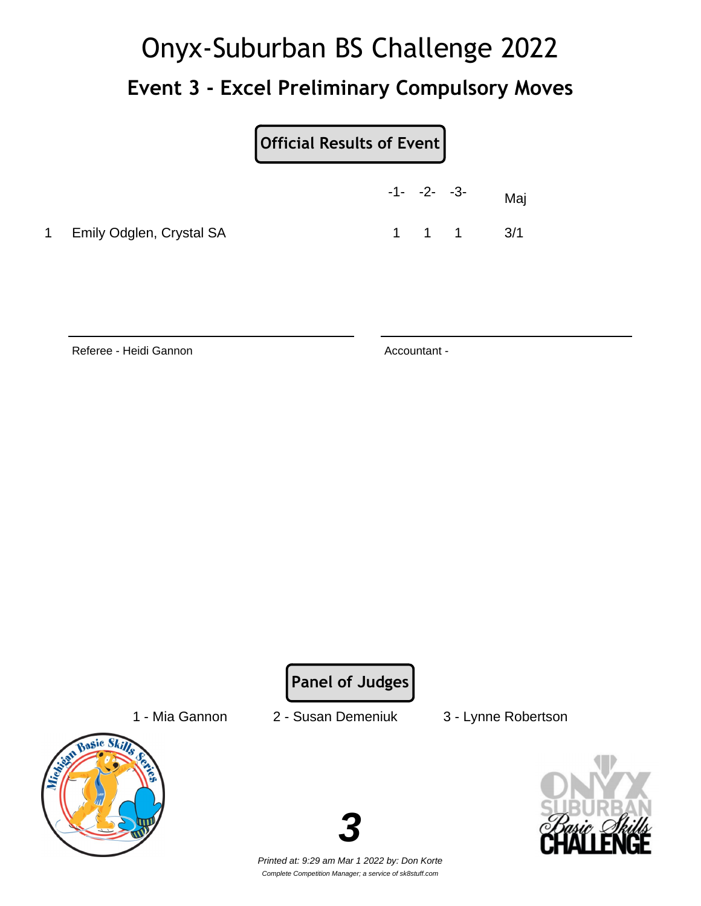# Onyx-Suburban BS Challenge 2022

## Event 3 - Excel Preliminary Compulsory Moves

**Official Results of Event**

| | | -1- | -2- | -3- | Maj |
|---|---|---|---|---|---|
| 1 | Emily Odglen, Crystal SA | 1 | 1 | 1 | 3/1 |

Referee - Heidi Gannon

Accountant -

**Panel of Judges**

1 - Mia Gannon    2 - Susan Demeniuk    3 - Lynne Robertson

*Printed at: 9:29 am Mar 1 2022 by: Don Korte*

*Complete Competition Manager; a service of sk8stuff.com*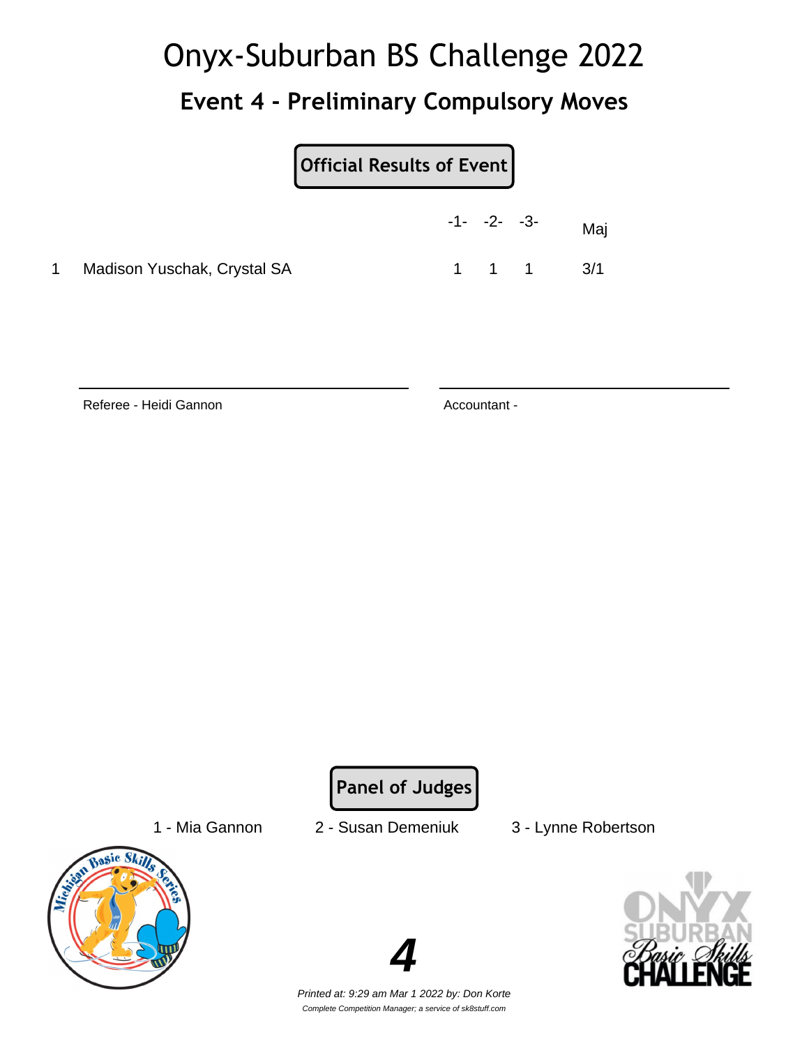# Onyx-Suburban BS Challenge 2022

## Event 4 - Preliminary Compulsory Moves

**Official Results of Event**

| | | -1- | -2- | -3- | Maj |
|---|---|---|---|---|---|
| 1 | Madison Yuschak, Crystal SA | 1 | 1 | 1 | 3/1 |

Referee - Heidi Gannon

Accountant -

**Panel of Judges**

1 - Mia Gannon　　2 - Susan Demeniuk　　3 - Lynne Robertson

*Printed at: 9:29 am Mar 1 2022 by: Don Korte*

*Complete Competition Manager; a service of sk8stuff.com*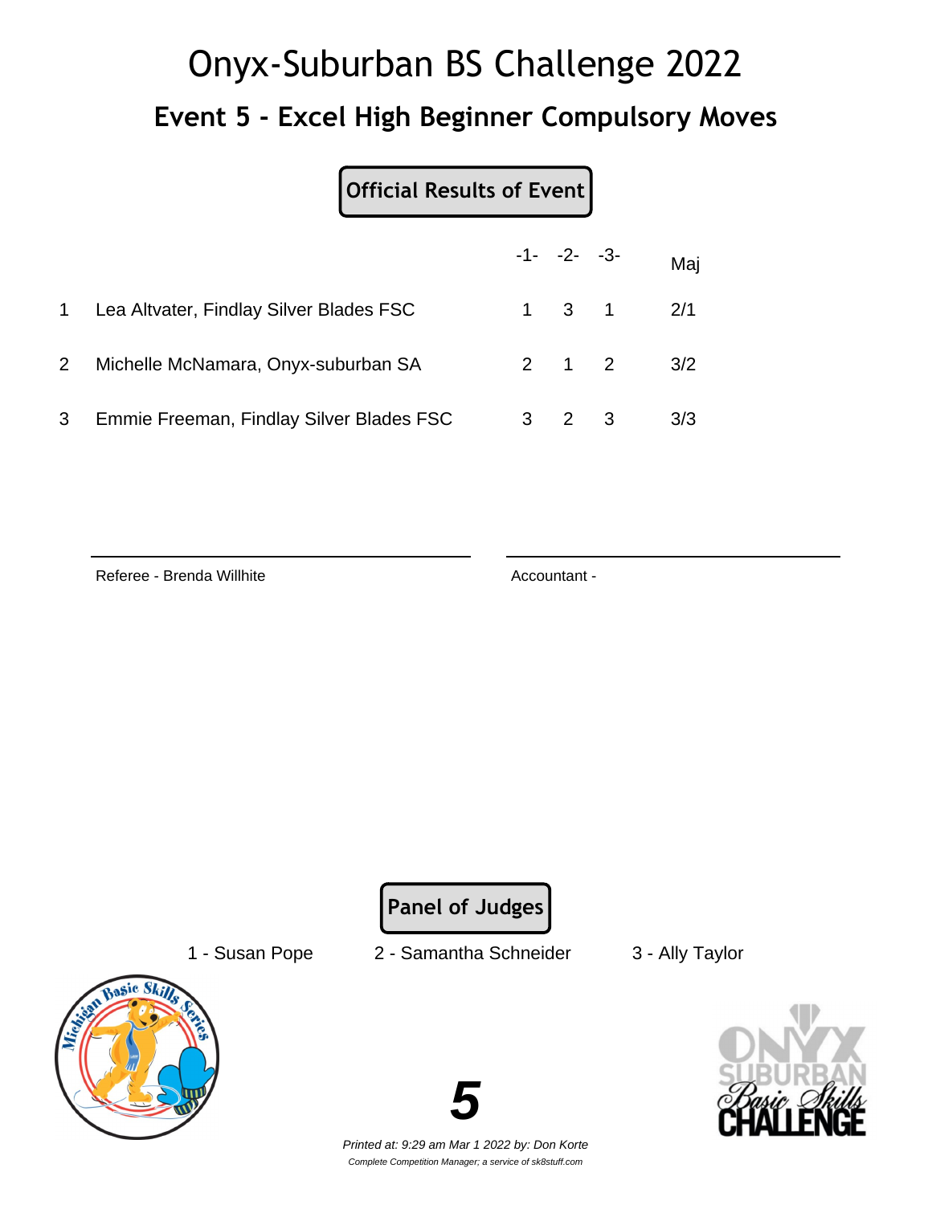# Onyx-Suburban BS Challenge 2022

## Event 5 - Excel High Beginner Compulsory Moves

**Official Results of Event**

| | | -1- | -2- | -3- | Maj |
|---|---|---|---|---|---|
| 1 | Lea Altvater, Findlay Silver Blades FSC | 1 | 3 | 1 | 2/1 |
| 2 | Michelle McNamara, Onyx-suburban SA | 2 | 1 | 2 | 3/2 |
| 3 | Emmie Freeman, Findlay Silver Blades FSC | 3 | 2 | 3 | 3/3 |

Referee - Brenda Willhite

Accountant -

**Panel of Judges**

1 - Susan Pope 2 - Samantha Schneider 3 - Ally Taylor

*Printed at: 9:29 am Mar 1 2022 by: Don Korte*

*Complete Competition Manager; a service of sk8stuff.com*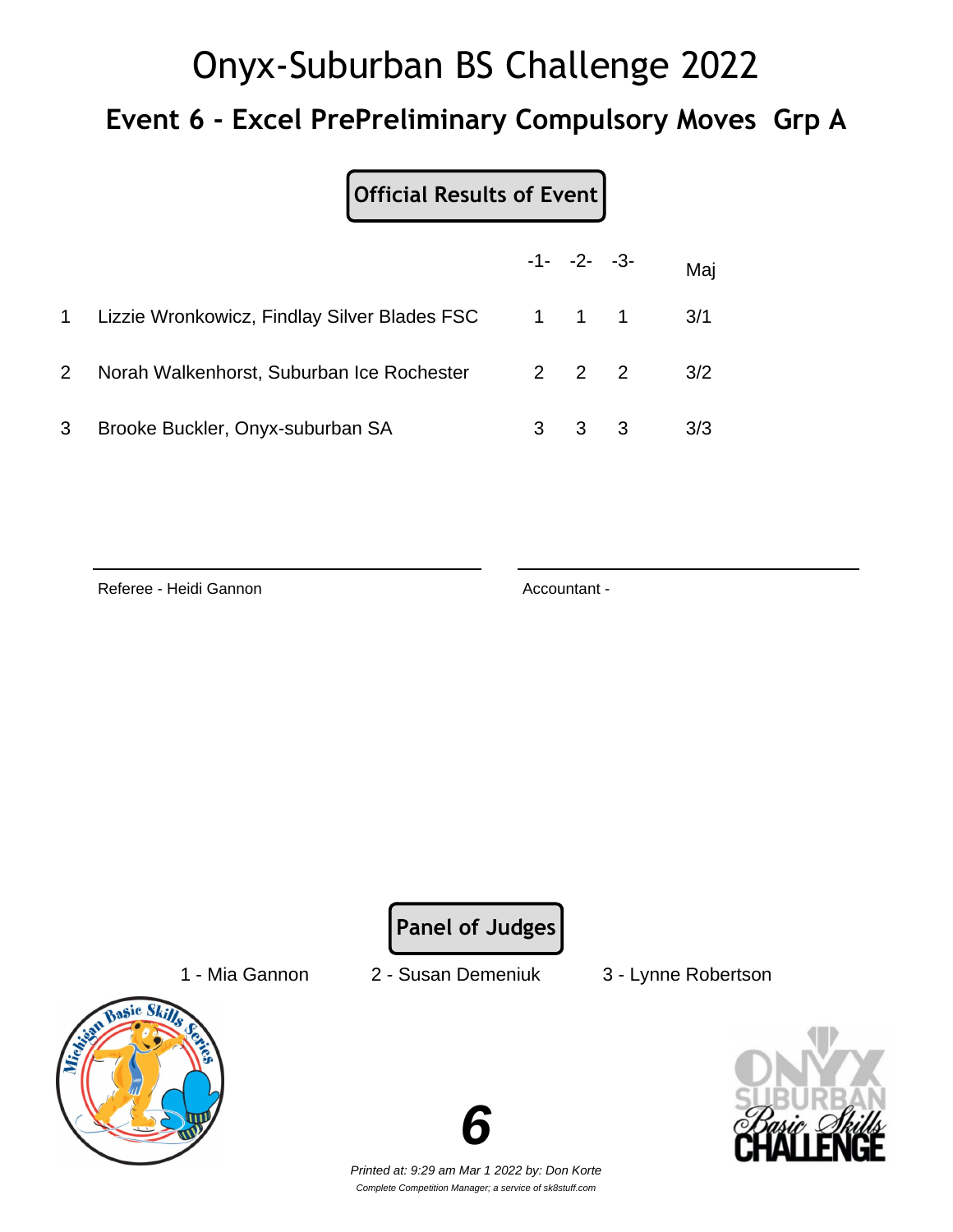# Onyx-Suburban BS Challenge 2022

## Event 6 - Excel PrePreliminary Compulsory Moves Grp A

**Official Results of Event**

| | | -1- | -2- | -3- | Maj |
|---|---|---|---|---|---|
| 1 | Lizzie Wronkowicz, Findlay Silver Blades FSC | 1 | 1 | 1 | 3/1 |
| 2 | Norah Walkenhorst, Suburban Ice Rochester | 2 | 2 | 2 | 3/2 |
| 3 | Brooke Buckler, Onyx-suburban SA | 3 | 3 | 3 | 3/3 |

Referee - Heidi Gannon

Accountant -

**Panel of Judges**

1 - Mia Gannon    2 - Susan Demeniuk    3 - Lynne Robertson

*Printed at: 9:29 am Mar 1 2022 by: Don Korte*

*Complete Competition Manager; a service of sk8stuff.com*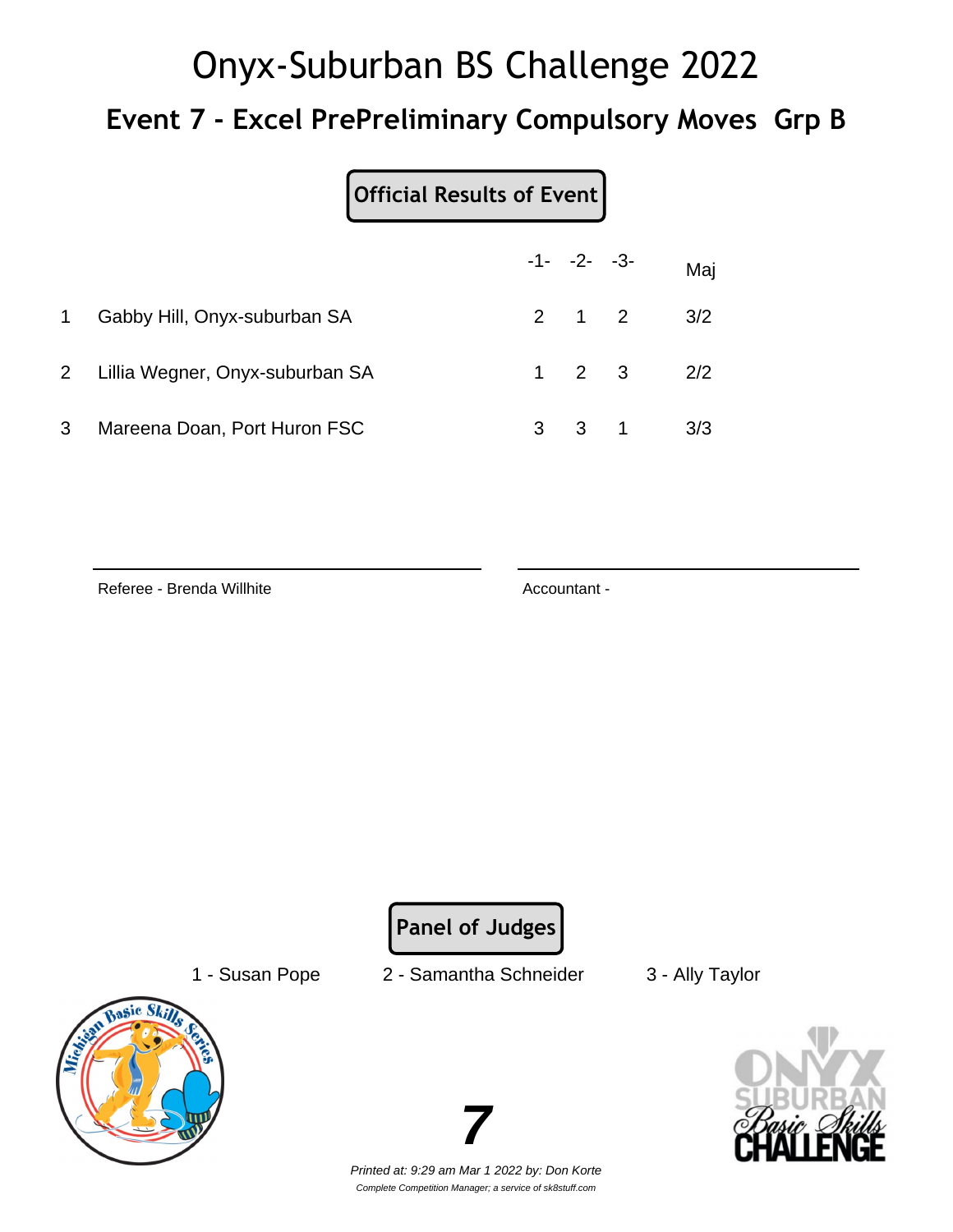# Onyx-Suburban BS Challenge 2022

## Event 7 - Excel PrePreliminary Compulsory Moves Grp B

**Official Results of Event**

| | | -1- | -2- | -3- | Maj |
|---|---|---|---|---|---|
| 1 | Gabby Hill, Onyx-suburban SA | 2 | 1 | 2 | 3/2 |
| 2 | Lillia Wegner, Onyx-suburban SA | 1 | 2 | 3 | 2/2 |
| 3 | Mareena Doan, Port Huron FSC | 3 | 3 | 1 | 3/3 |

Referee - Brenda Willhite

Accountant -

**Panel of Judges**

1 - Susan Pope　　2 - Samantha Schneider　　3 - Ally Taylor

*Printed at: 9:29 am Mar 1 2022 by: Don Korte*

*Complete Competition Manager; a service of sk8stuff.com*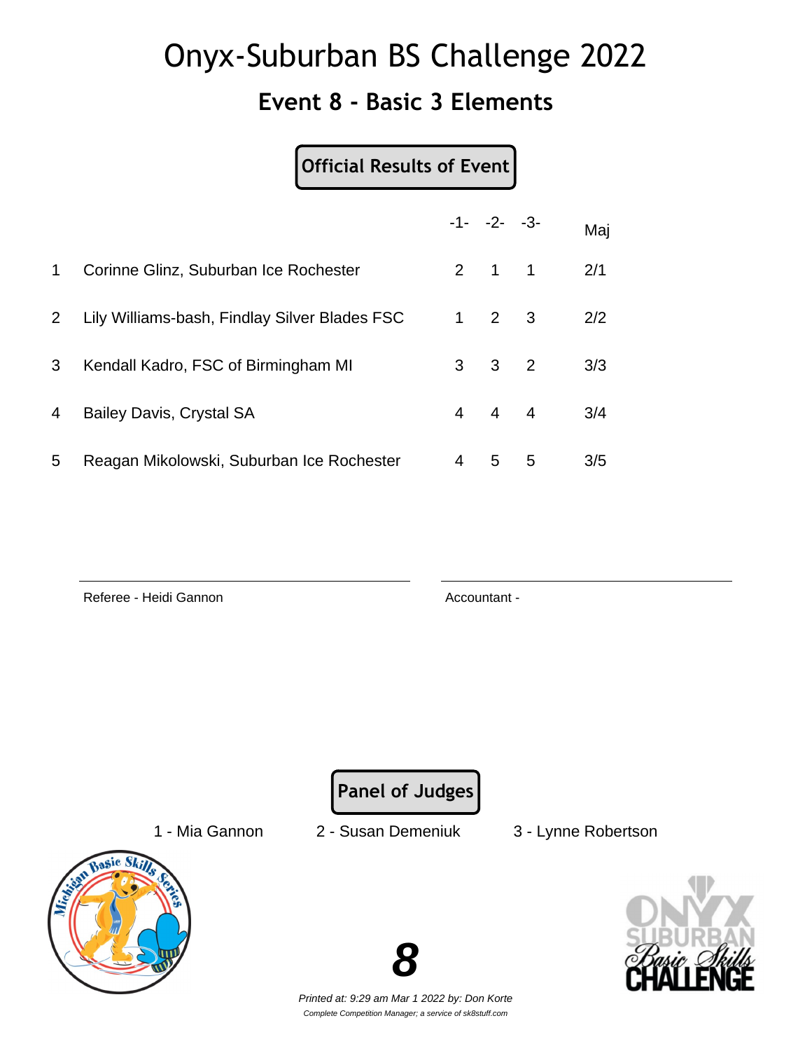# Onyx-Suburban BS Challenge 2022

## Event 8 - Basic 3 Elements

**Official Results of Event**

| | | -1- | -2- | -3- | Maj |
|---|---|---|---|---|---|
| 1 | Corinne Glinz, Suburban Ice Rochester | 2 | 1 | 1 | 2/1 |
| 2 | Lily Williams-bash, Findlay Silver Blades FSC | 1 | 2 | 3 | 2/2 |
| 3 | Kendall Kadro, FSC of Birmingham MI | 3 | 3 | 2 | 3/3 |
| 4 | Bailey Davis, Crystal SA | 4 | 4 | 4 | 3/4 |
| 5 | Reagan Mikolowski, Suburban Ice Rochester | 4 | 5 | 5 | 3/5 |

Referee - Heidi Gannon

Accountant -

**Panel of Judges**

1 - Mia Gannon 2 - Susan Demeniuk 3 - Lynne Robertson

*Printed at: 9:29 am Mar 1 2022 by: Don Korte*

*Complete Competition Manager; a service of sk8stuff.com*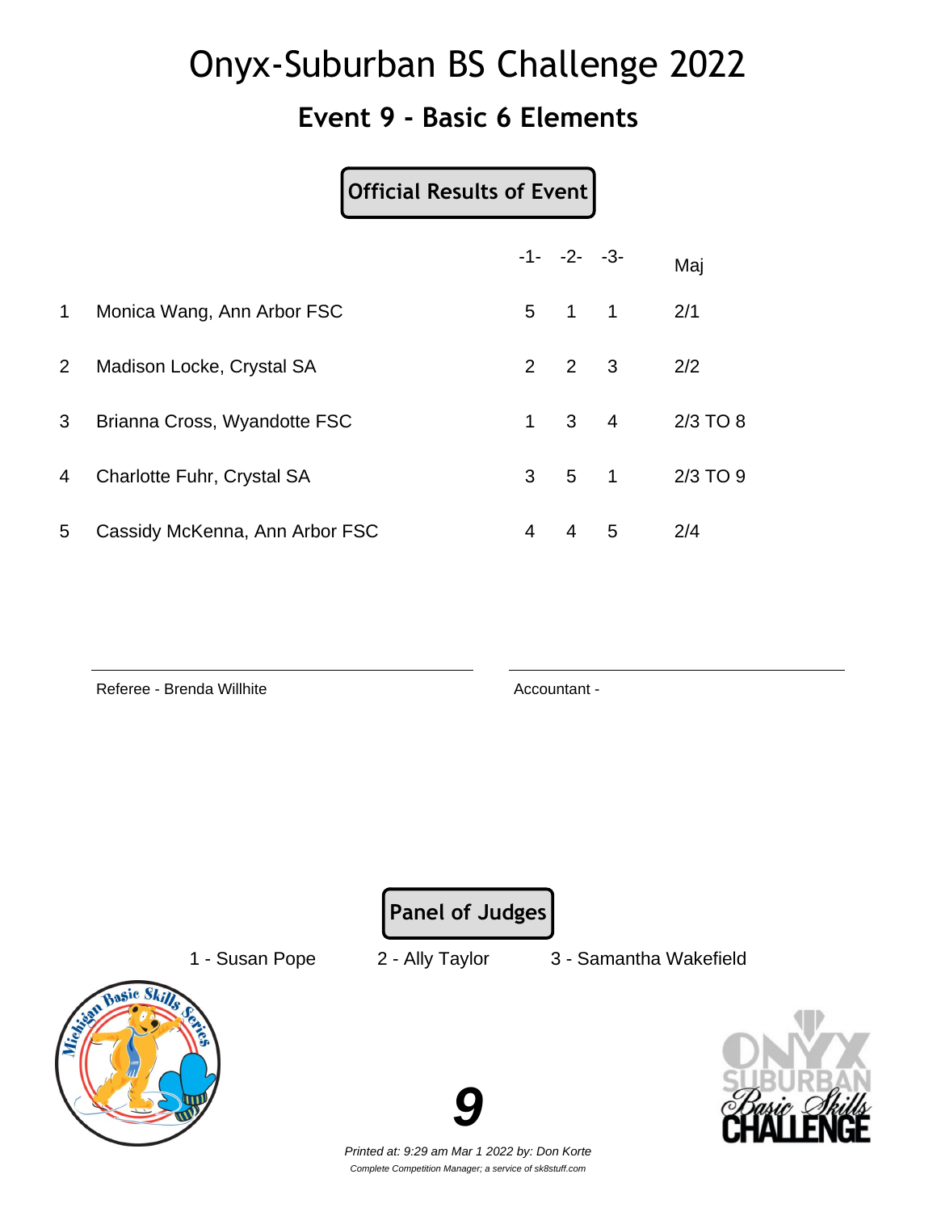# Onyx-Suburban BS Challenge 2022

## Event 9 - Basic 6 Elements

**Official Results of Event**

| | | -1- | -2- | -3- | Maj |
|---|---|---|---|---|---|
| 1 | Monica Wang, Ann Arbor FSC | 5 | 1 | 1 | 2/1 |
| 2 | Madison Locke, Crystal SA | 2 | 2 | 3 | 2/2 |
| 3 | Brianna Cross, Wyandotte FSC | 1 | 3 | 4 | 2/3 TO 8 |
| 4 | Charlotte Fuhr, Crystal SA | 3 | 5 | 1 | 2/3 TO 9 |
| 5 | Cassidy McKenna, Ann Arbor FSC | 4 | 4 | 5 | 2/4 |

Referee - Brenda Willhite

Accountant -

**Panel of Judges**

1 - Susan Pope    2 - Ally Taylor    3 - Samantha Wakefield

*Printed at: 9:29 am Mar 1 2022 by: Don Korte*

*Complete Competition Manager; a service of sk8stuff.com*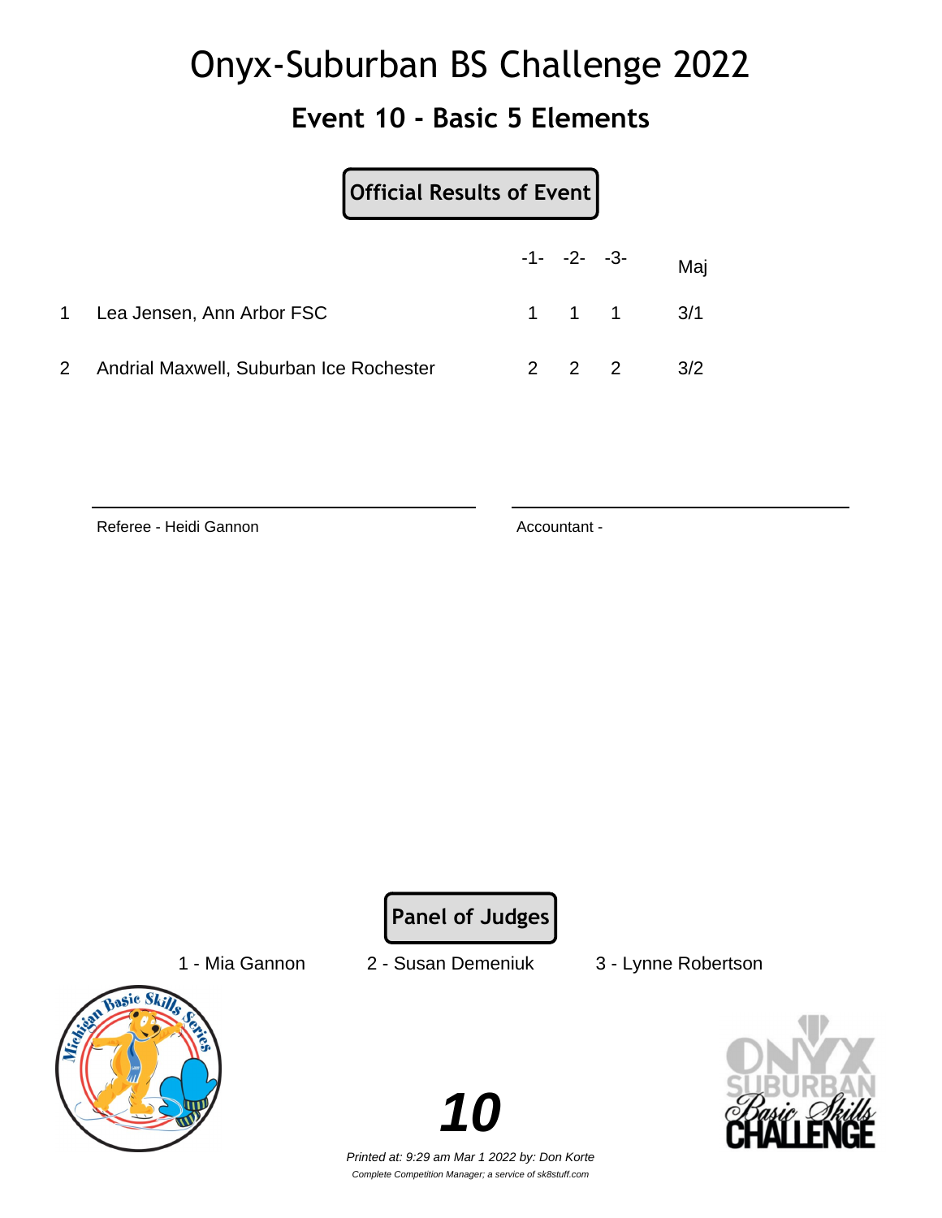# Onyx-Suburban BS Challenge 2022

## Event 10 - Basic 5 Elements

**Official Results of Event**

| | | -1- | -2- | -3- | Maj |
|---|---|---|---|---|---|
| 1 | Lea Jensen, Ann Arbor FSC | 1 | 1 | 1 | 3/1 |
| 2 | Andrial Maxwell, Suburban Ice Rochester | 2 | 2 | 2 | 3/2 |

Referee - Heidi Gannon

Accountant -

**Panel of Judges**

1 - Mia Gannon

2 - Susan Demeniuk

3 - Lynne Robertson

*Printed at: 9:29 am Mar 1 2022 by: Don Korte*

*Complete Competition Manager; a service of sk8stuff.com*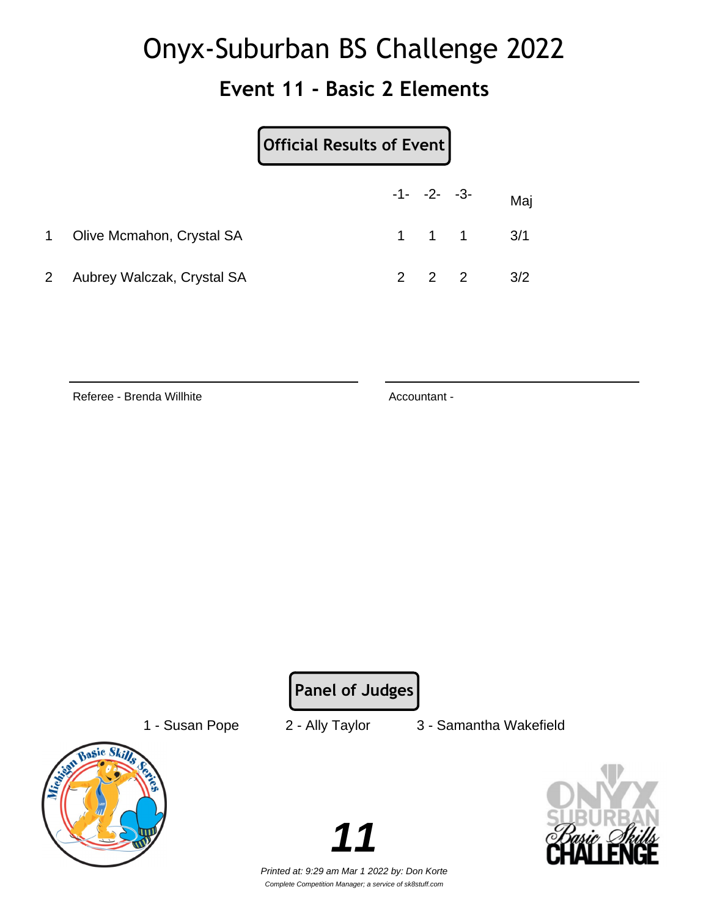# Onyx-Suburban BS Challenge 2022

## Event 11 - Basic 2 Elements

**Official Results of Event**

| | | -1- | -2- | -3- | Maj |
|---|---|---|---|---|---|
| 1 | Olive Mcmahon, Crystal SA | 1 | 1 | 1 | 3/1 |
| 2 | Aubrey Walczak, Crystal SA | 2 | 2 | 2 | 3/2 |

Referee - Brenda Willhite

Accountant -

**Panel of Judges**

1 - Susan Pope    2 - Ally Taylor    3 - Samantha Wakefield

**11**

*Printed at: 9:29 am Mar 1 2022 by: Don Korte*

*Complete Competition Manager; a service of sk8stuff.com*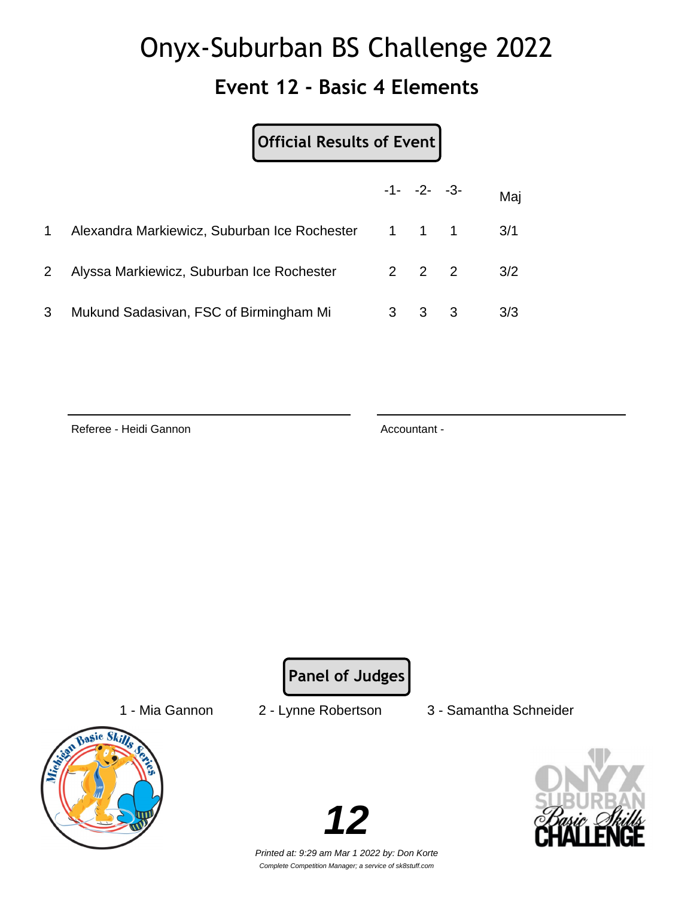# Onyx-Suburban BS Challenge 2022

## Event 12 - Basic 4 Elements

**Official Results of Event**

| | | -1- | -2- | -3- | Maj |
|---|---|---|---|---|---|
| 1 | Alexandra Markiewicz, Suburban Ice Rochester | 1 | 1 | 1 | 3/1 |
| 2 | Alyssa Markiewicz, Suburban Ice Rochester | 2 | 2 | 2 | 3/2 |
| 3 | Mukund Sadasivan, FSC of Birmingham Mi | 3 | 3 | 3 | 3/3 |

Referee - Heidi Gannon

Accountant -

**Panel of Judges**

1 - Mia Gannon    2 - Lynne Robertson    3 - Samantha Schneider

*Printed at: 9:29 am Mar 1 2022 by: Don Korte*

*Complete Competition Manager; a service of sk8stuff.com*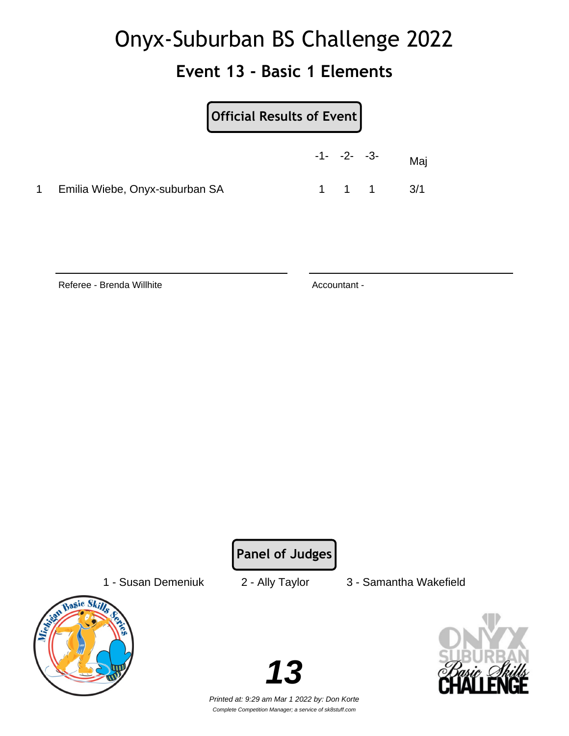# Onyx-Suburban BS Challenge 2022

## Event 13 - Basic 1 Elements

**Official Results of Event**

| | | -1- | -2- | -3- | Maj |
|---|---|---|---|---|---|
| 1 | Emilia Wiebe, Onyx-suburban SA | 1 | 1 | 1 | 3/1 |

Referee - Brenda Willhite

Accountant -

**Panel of Judges**

1 - Susan Demeniuk    2 - Ally Taylor    3 - Samantha Wakefield

***13***

*Printed at: 9:29 am Mar 1 2022 by: Don Korte*

*Complete Competition Manager; a service of sk8stuff.com*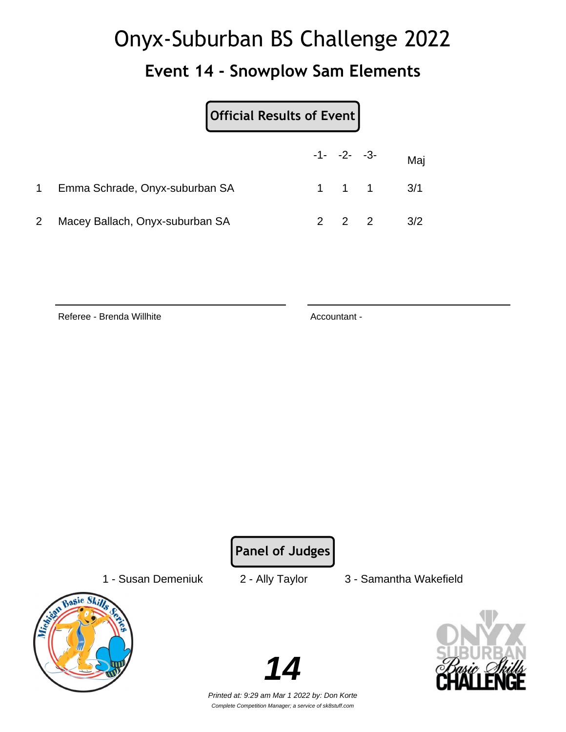# Onyx-Suburban BS Challenge 2022

## Event 14 - Snowplow Sam Elements

**Official Results of Event**

| | | -1- | -2- | -3- | Maj |
|---|---|---|---|---|---|
| 1 | Emma Schrade, Onyx-suburban SA | 1 | 1 | 1 | 3/1 |
| 2 | Macey Ballach, Onyx-suburban SA | 2 | 2 | 2 | 3/2 |

Referee - Brenda Willhite

Accountant -

**Panel of Judges**

1 - Susan Demeniuk    2 - Ally Taylor    3 - Samantha Wakefield

*Printed at: 9:29 am Mar 1 2022 by: Don Korte*

*Complete Competition Manager; a service of sk8stuff.com*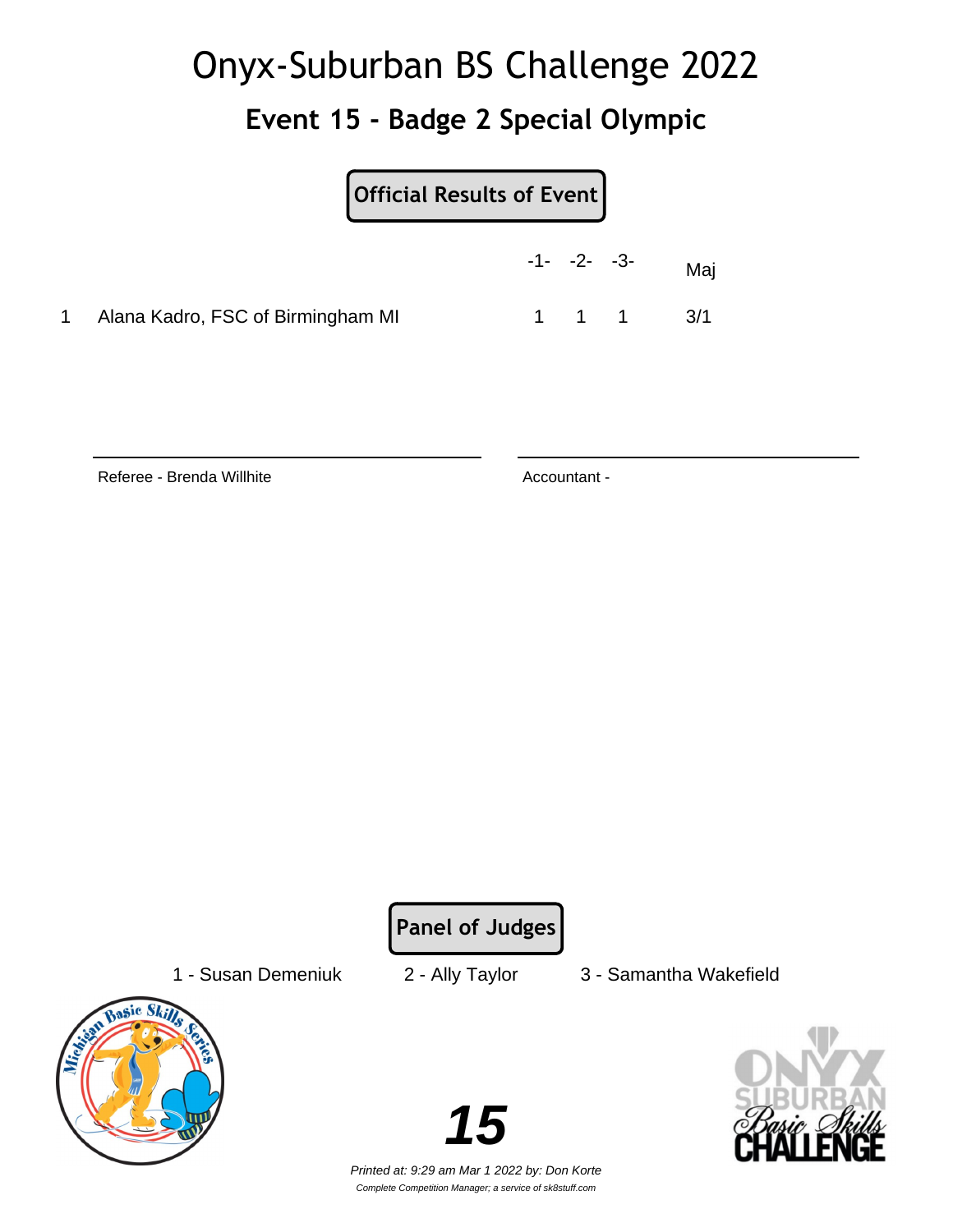# Onyx-Suburban BS Challenge 2022

## Event 15 - Badge 2 Special Olympic

**Official Results of Event**

| | | -1- | -2- | -3- | Maj |
|---|---|---|---|---|---|
| 1 | Alana Kadro, FSC of Birmingham MI | 1 | 1 | 1 | 3/1 |

Referee - Brenda Willhite

Accountant -

**Panel of Judges**

1 - Susan Demeniuk

2 - Ally Taylor

3 - Samantha Wakefield

*Printed at: 9:29 am Mar 1 2022 by: Don Korte*

*Complete Competition Manager; a service of sk8stuff.com*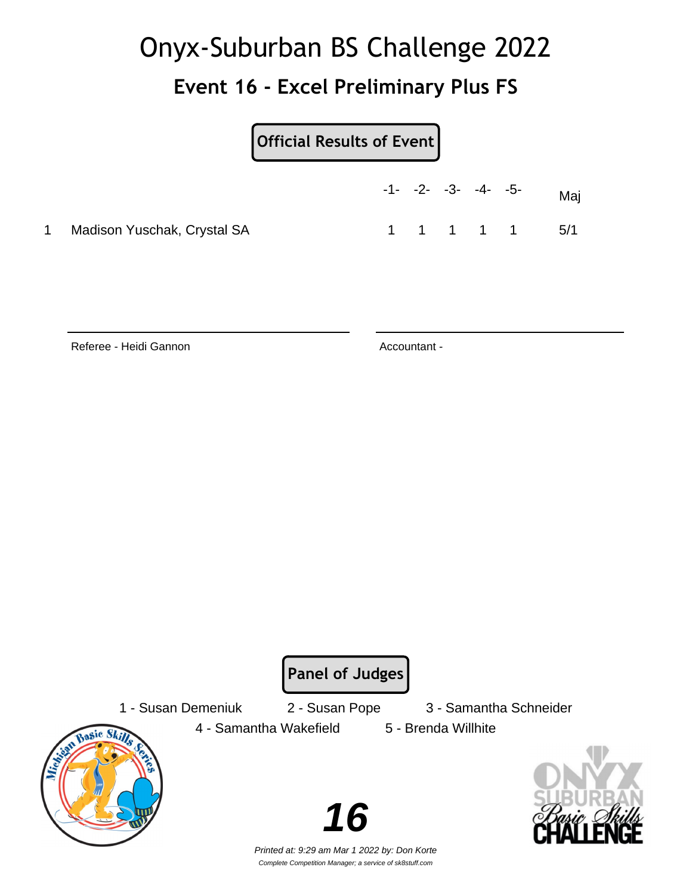# Onyx-Suburban BS Challenge 2022

## Event 16 - Excel Preliminary Plus FS

**Official Results of Event**

| | | -1- | -2- | -3- | -4- | -5- | Maj |
|---|---|---|---|---|---|---|---|
| 1 | Madison Yuschak, Crystal SA | 1 | 1 | 1 | 1 | 1 | 5/1 |

Referee - Heidi Gannon

Accountant -

**Panel of Judges**

1 - Susan Demeniuk    2 - Susan Pope    3 - Samantha Schneider

4 - Samantha Wakefield    5 - Brenda Willhite

*Printed at: 9:29 am Mar 1 2022 by: Don Korte*

*Complete Competition Manager; a service of sk8stuff.com*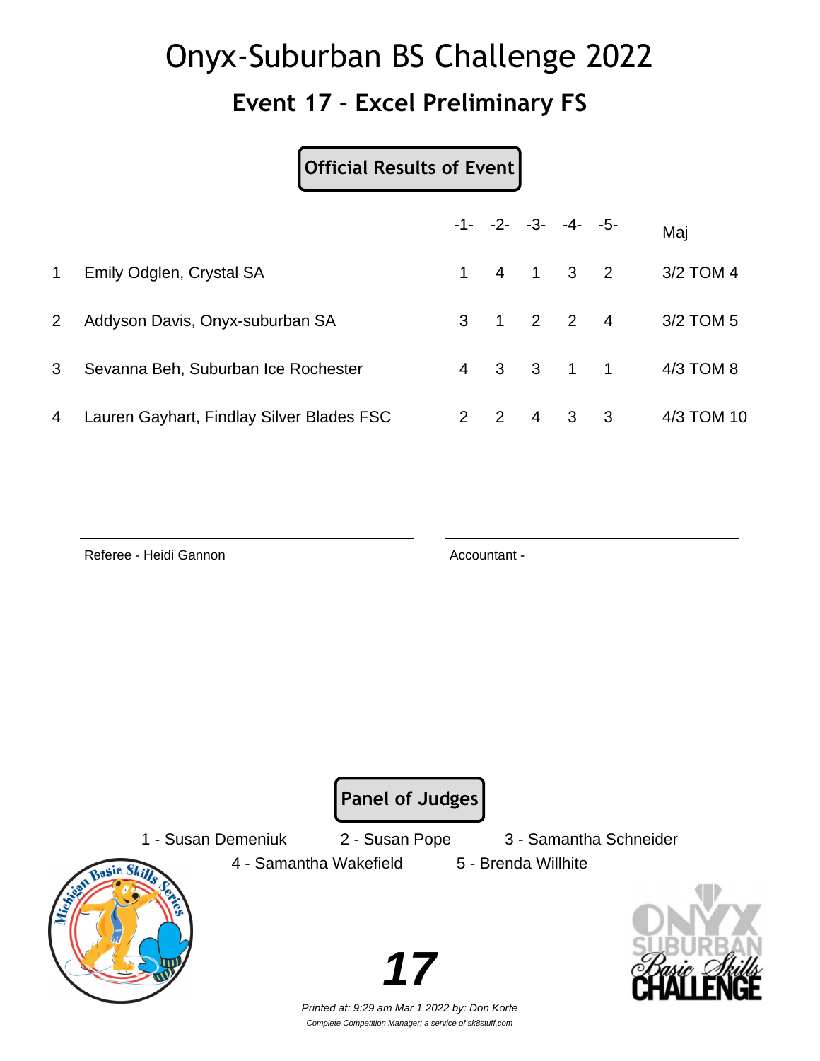# Onyx-Suburban BS Challenge 2022

## Event 17 - Excel Preliminary FS

**Official Results of Event**

| | | -1- | -2- | -3- | -4- | -5- | Maj |
|---|---|---|---|---|---|---|---|
| 1 | Emily Odglen, Crystal SA | 1 | 4 | 1 | 3 | 2 | 3/2 TOM 4 |
| 2 | Addyson Davis, Onyx-suburban SA | 3 | 1 | 2 | 2 | 4 | 3/2 TOM 5 |
| 3 | Sevanna Beh, Suburban Ice Rochester | 4 | 3 | 3 | 1 | 1 | 4/3 TOM 8 |
| 4 | Lauren Gayhart, Findlay Silver Blades FSC | 2 | 2 | 4 | 3 | 3 | 4/3 TOM 10 |

Referee - Heidi Gannon

Accountant -

**Panel of Judges**

1 - Susan Demeniuk    2 - Susan Pope    3 - Samantha Schneider

4 - Samantha Wakefield    5 - Brenda Willhite

*Printed at: 9:29 am Mar 1 2022 by: Don Korte*

*Complete Competition Manager; a service of sk8stuff.com*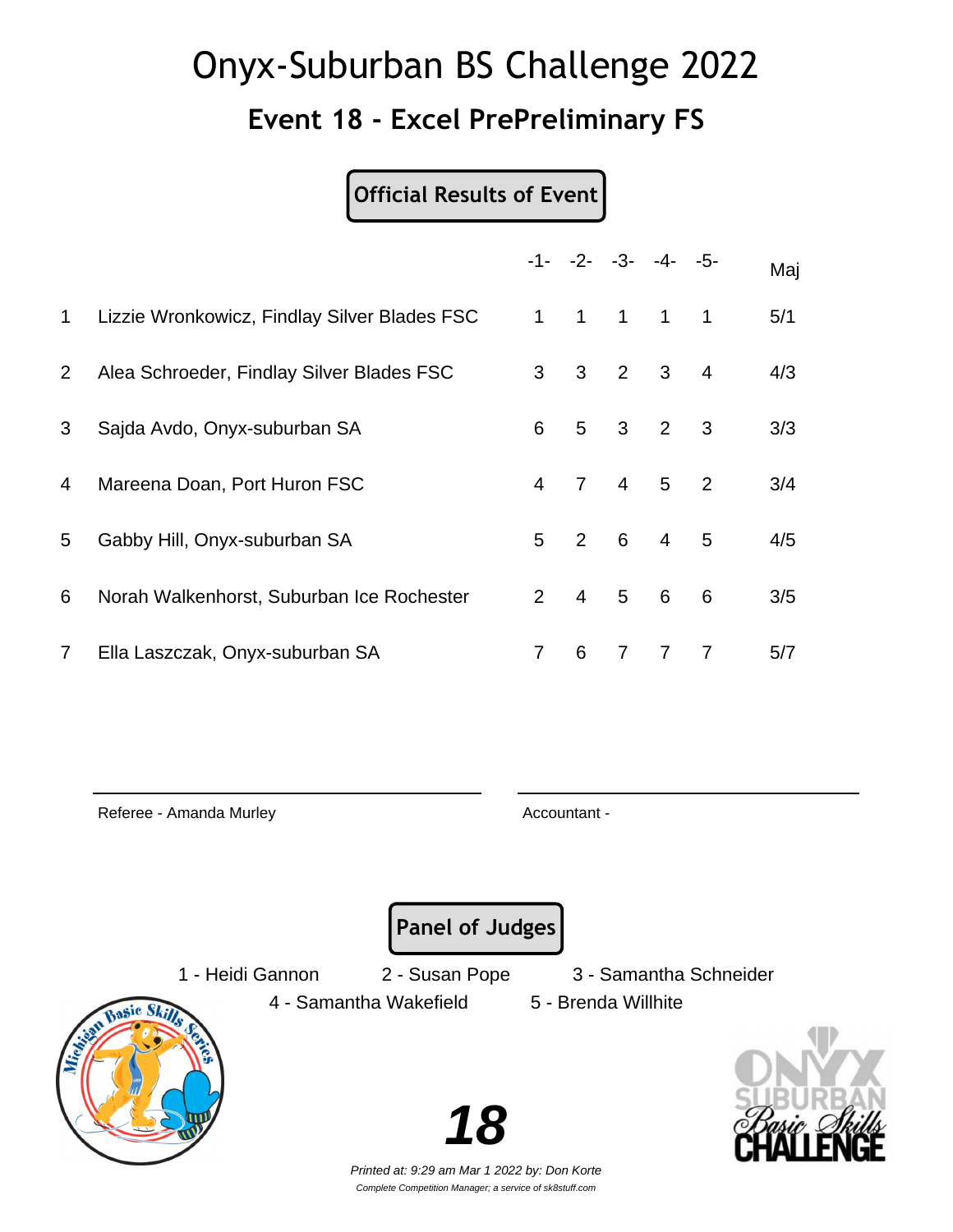# Onyx-Suburban BS Challenge 2022

## Event 18 - Excel PrePreliminary FS

**Official Results of Event**

| | | -1- | -2- | -3- | -4- | -5- | Maj |
|---|---|---|---|---|---|---|---|
| 1 | Lizzie Wronkowicz, Findlay Silver Blades FSC | 1 | 1 | 1 | 1 | 1 | 5/1 |
| 2 | Alea Schroeder, Findlay Silver Blades FSC | 3 | 3 | 2 | 3 | 4 | 4/3 |
| 3 | Sajda Avdo, Onyx-suburban SA | 6 | 5 | 3 | 2 | 3 | 3/3 |
| 4 | Mareena Doan, Port Huron FSC | 4 | 7 | 4 | 5 | 2 | 3/4 |
| 5 | Gabby Hill, Onyx-suburban SA | 5 | 2 | 6 | 4 | 5 | 4/5 |
| 6 | Norah Walkenhorst, Suburban Ice Rochester | 2 | 4 | 5 | 6 | 6 | 3/5 |
| 7 | Ella Laszczak, Onyx-suburban SA | 7 | 6 | 7 | 7 | 7 | 5/7 |

Referee - Amanda Murley

Accountant -

**Panel of Judges**

1 - Heidi Gannon 2 - Susan Pope 3 - Samantha Schneider

4 - Samantha Wakefield 5 - Brenda Willhite

*Printed at: 9:29 am Mar 1 2022 by: Don Korte*

*Complete Competition Manager; a service of sk8stuff.com*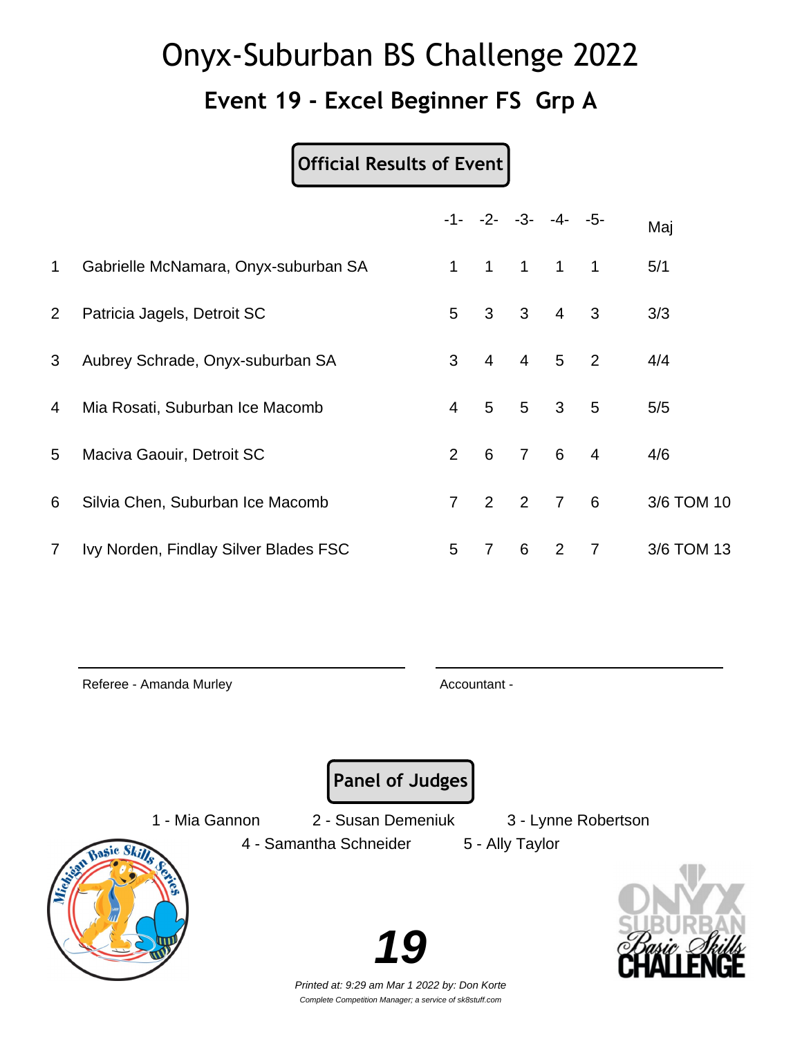# Onyx-Suburban BS Challenge 2022

## Event 19 - Excel Beginner FS Grp A

**Official Results of Event**

| | | -1- | -2- | -3- | -4- | -5- | Maj |
|---|---|---|---|---|---|---|---|
| 1 | Gabrielle McNamara, Onyx-suburban SA | 1 | 1 | 1 | 1 | 1 | 5/1 |
| 2 | Patricia Jagels, Detroit SC | 5 | 3 | 3 | 4 | 3 | 3/3 |
| 3 | Aubrey Schrade, Onyx-suburban SA | 3 | 4 | 4 | 5 | 2 | 4/4 |
| 4 | Mia Rosati, Suburban Ice Macomb | 4 | 5 | 5 | 3 | 5 | 5/5 |
| 5 | Maciva Gaouir, Detroit SC | 2 | 6 | 7 | 6 | 4 | 4/6 |
| 6 | Silvia Chen, Suburban Ice Macomb | 7 | 2 | 2 | 7 | 6 | 3/6 TOM 10 |
| 7 | Ivy Norden, Findlay Silver Blades FSC | 5 | 7 | 6 | 2 | 7 | 3/6 TOM 13 |

Referee - Amanda Murley

Accountant -

**Panel of Judges**

1 - Mia Gannon 2 - Susan Demeniuk 3 - Lynne Robertson
4 - Samantha Schneider 5 - Ally Taylor

**19**

*Printed at: 9:29 am Mar 1 2022 by: Don Korte*
*Complete Competition Manager; a service of sk8stuff.com*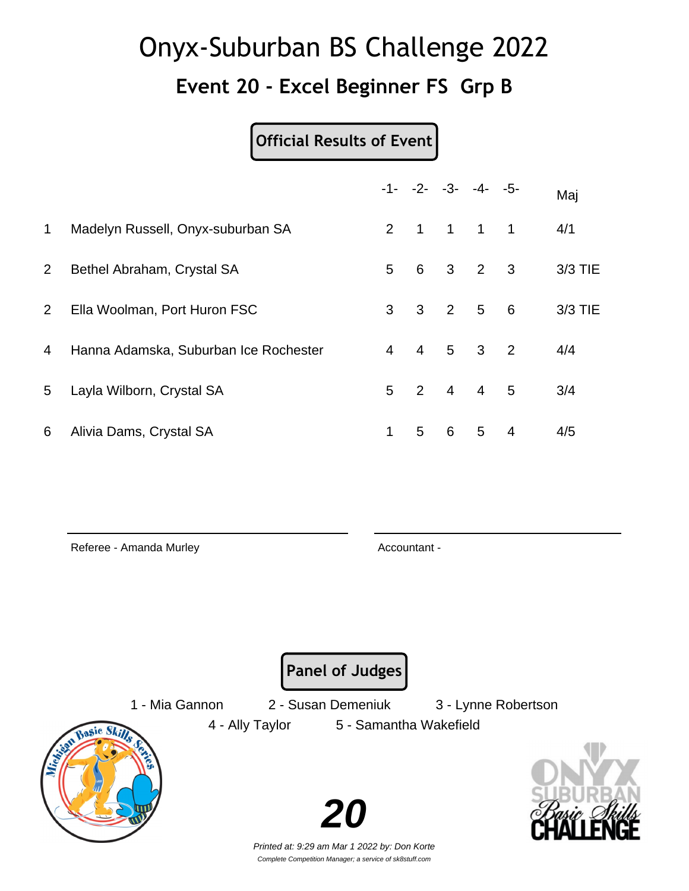# Onyx-Suburban BS Challenge 2022

## Event 20 - Excel Beginner FS Grp B

**Official Results of Event**

| | | -1- | -2- | -3- | -4- | -5- | Maj |
|---|---|---|---|---|---|---|---|
| 1 | Madelyn Russell, Onyx-suburban SA | 2 | 1 | 1 | 1 | 1 | 4/1 |
| 2 | Bethel Abraham, Crystal SA | 5 | 6 | 3 | 2 | 3 | 3/3 TIE |
| 2 | Ella Woolman, Port Huron FSC | 3 | 3 | 2 | 5 | 6 | 3/3 TIE |
| 4 | Hanna Adamska, Suburban Ice Rochester | 4 | 4 | 5 | 3 | 2 | 4/4 |
| 5 | Layla Wilborn, Crystal SA | 5 | 2 | 4 | 4 | 5 | 3/4 |
| 6 | Alivia Dams, Crystal SA | 1 | 5 | 6 | 5 | 4 | 4/5 |

Referee - Amanda Murley

Accountant -

**Panel of Judges**

1 - Mia Gannon 2 - Susan Demeniuk 3 - Lynne Robertson
4 - Ally Taylor 5 - Samantha Wakefield

*Printed at: 9:29 am Mar 1 2022 by: Don Korte*
*Complete Competition Manager; a service of sk8stuff.com*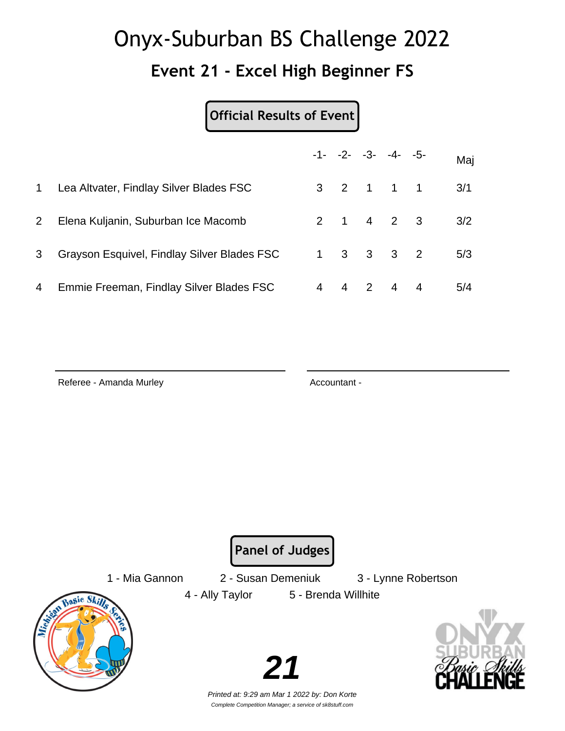# Onyx-Suburban BS Challenge 2022

## Event 21 - Excel High Beginner FS

**Official Results of Event**

| | | -1- | -2- | -3- | -4- | -5- | Maj |
|---|---|---|---|---|---|---|---|
| 1 | Lea Altvater, Findlay Silver Blades FSC | 3 | 2 | 1 | 1 | 1 | 3/1 |
| 2 | Elena Kuljanin, Suburban Ice Macomb | 2 | 1 | 4 | 2 | 3 | 3/2 |
| 3 | Grayson Esquivel, Findlay Silver Blades FSC | 1 | 3 | 3 | 3 | 2 | 5/3 |
| 4 | Emmie Freeman, Findlay Silver Blades FSC | 4 | 4 | 2 | 4 | 4 | 5/4 |

Referee - Amanda Murley

Accountant -

**Panel of Judges**

1 - Mia Gannon  2 - Susan Demeniuk  3 - Lynne Robertson

4 - Ally Taylor  5 - Brenda Willhite

*Printed at: 9:29 am Mar 1 2022 by: Don Korte*

*Complete Competition Manager; a service of sk8stuff.com*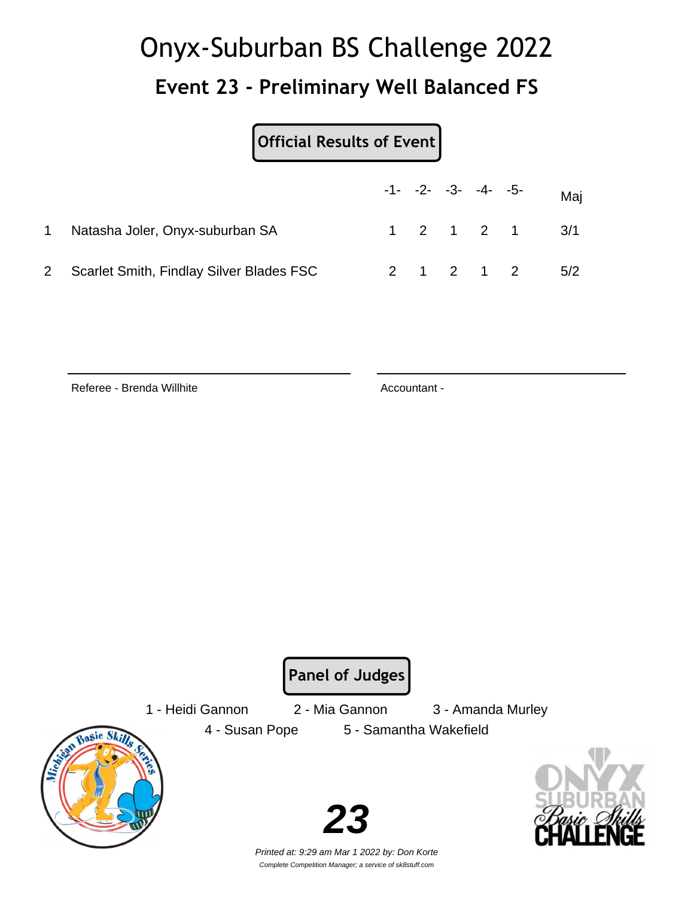# Onyx-Suburban BS Challenge 2022

## Event 23 - Preliminary Well Balanced FS

**Official Results of Event**

| | | -1- | -2- | -3- | -4- | -5- | Maj |
|---|---|---|---|---|---|---|---|
| 1 | Natasha Joler, Onyx-suburban SA | 1 | 2 | 1 | 2 | 1 | 3/1 |
| 2 | Scarlet Smith, Findlay Silver Blades FSC | 2 | 1 | 2 | 1 | 2 | 5/2 |

Referee - Brenda Willhite

Accountant -

**Panel of Judges**

1 - Heidi Gannon 2 - Mia Gannon 3 - Amanda Murley

4 - Susan Pope 5 - Samantha Wakefield

**23**

*Printed at: 9:29 am Mar 1 2022 by: Don Korte*

*Complete Competition Manager; a service of sk8stuff.com*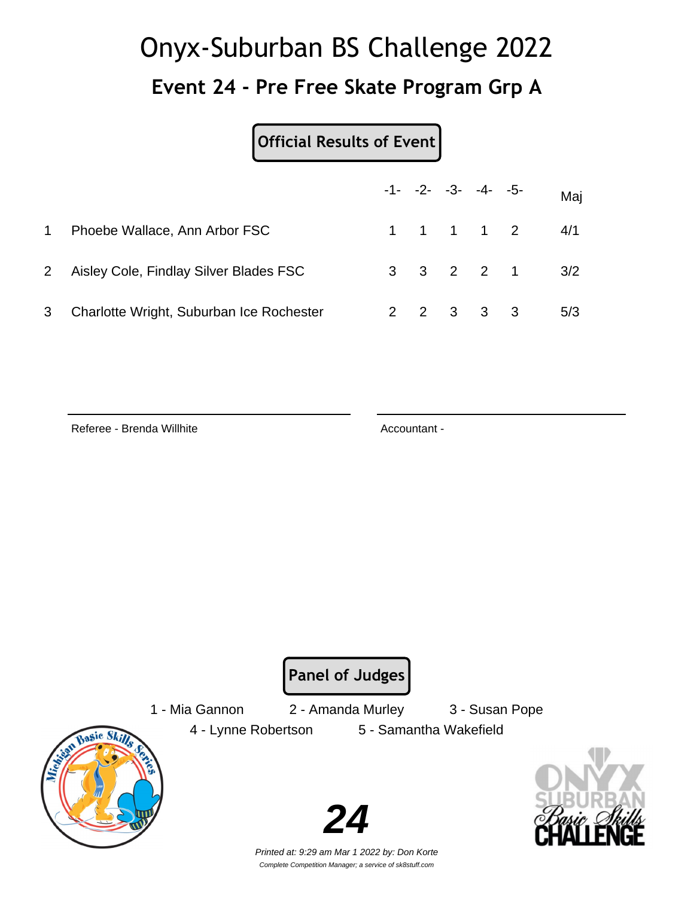# Onyx-Suburban BS Challenge 2022

## Event 24 - Pre Free Skate Program Grp A

**Official Results of Event**

| | | -1- | -2- | -3- | -4- | -5- | Maj |
|---|---|---|---|---|---|---|---|
| 1 | Phoebe Wallace, Ann Arbor FSC | 1 | 1 | 1 | 1 | 2 | 4/1 |
| 2 | Aisley Cole, Findlay Silver Blades FSC | 3 | 3 | 2 | 2 | 1 | 3/2 |
| 3 | Charlotte Wright, Suburban Ice Rochester | 2 | 2 | 3 | 3 | 3 | 5/3 |

Referee - Brenda Willhite

Accountant -

**Panel of Judges**

1 - Mia Gannon 2 - Amanda Murley 3 - Susan Pope

4 - Lynne Robertson 5 - Samantha Wakefield

**24**

*Printed at: 9:29 am Mar 1 2022 by: Don Korte*

*Complete Competition Manager; a service of sk8stuff.com*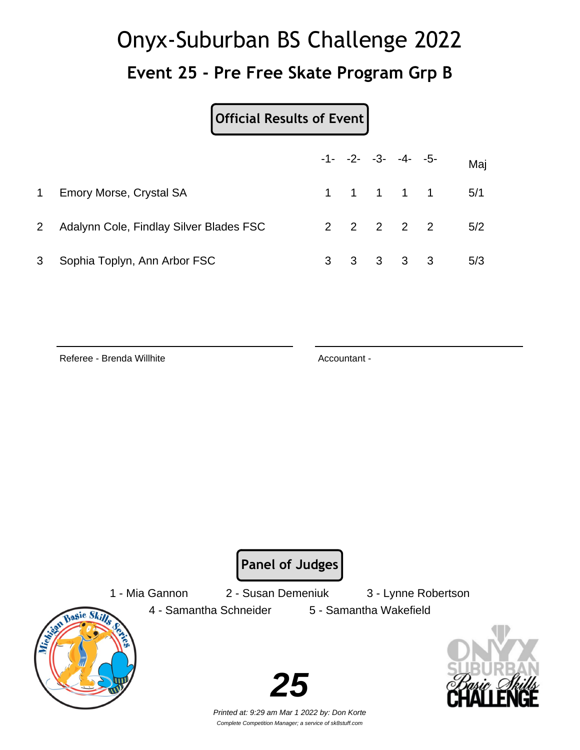# Onyx-Suburban BS Challenge 2022

## Event 25 - Pre Free Skate Program Grp B

**Official Results of Event**

| | | -1- | -2- | -3- | -4- | -5- | Maj |
|---|---|---|---|---|---|---|---|
| 1 | Emory Morse, Crystal SA | 1 | 1 | 1 | 1 | 1 | 5/1 |
| 2 | Adalynn Cole, Findlay Silver Blades FSC | 2 | 2 | 2 | 2 | 2 | 5/2 |
| 3 | Sophia Toplyn, Ann Arbor FSC | 3 | 3 | 3 | 3 | 3 | 5/3 |

Referee - Brenda Willhite

Accountant -

**Panel of Judges**

1 - Mia Gannon  2 - Susan Demeniuk  3 - Lynne Robertson

4 - Samantha Schneider  5 - Samantha Wakefield

**25**

*Printed at: 9:29 am Mar 1 2022 by: Don Korte*

*Complete Competition Manager; a service of sk8stuff.com*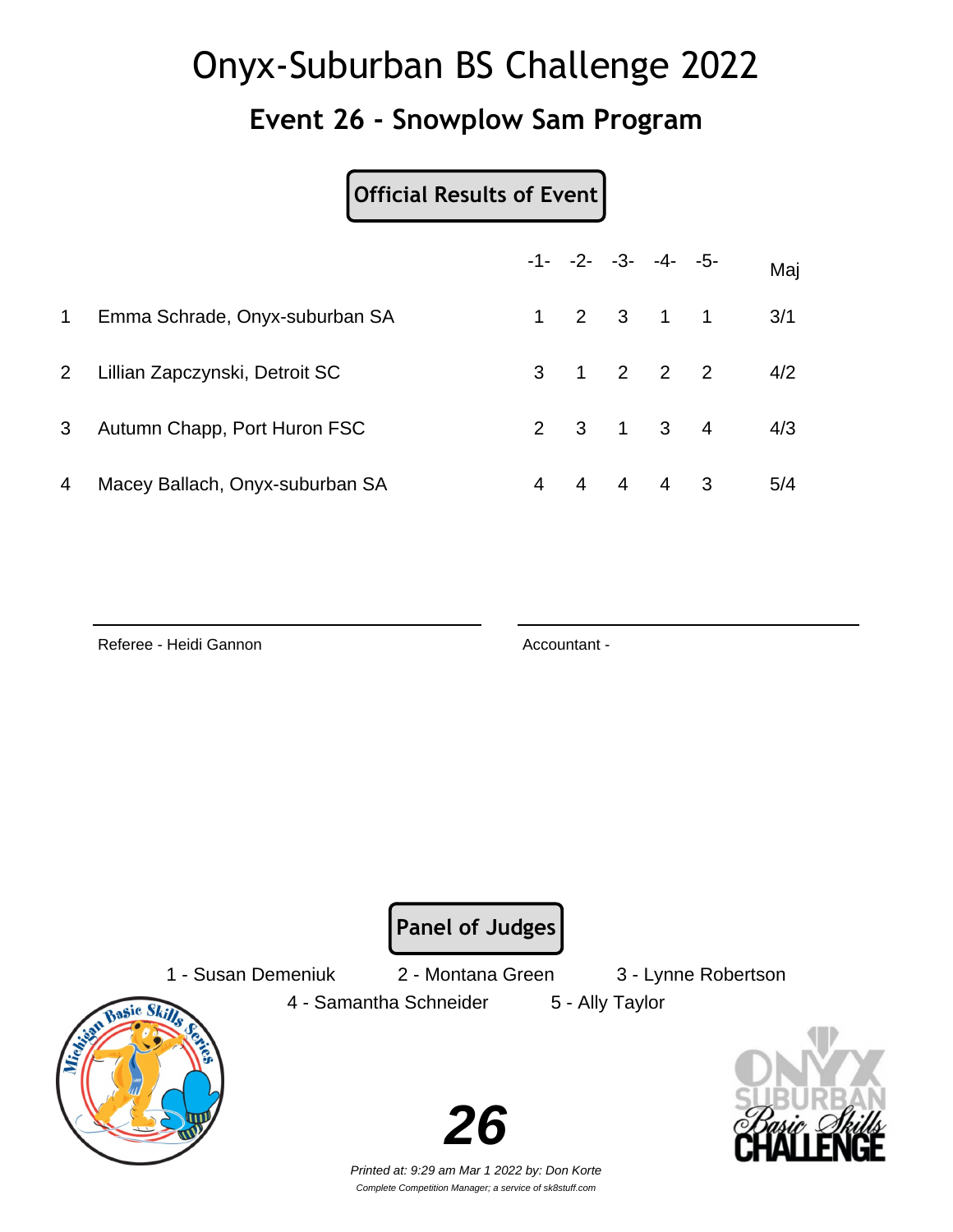# Onyx-Suburban BS Challenge 2022

## Event 26 - Snowplow Sam Program

**Official Results of Event**

| | | -1- | -2- | -3- | -4- | -5- | Maj |
|---|---|---|---|---|---|---|---|
| 1 | Emma Schrade, Onyx-suburban SA | 1 | 2 | 3 | 1 | 1 | 3/1 |
| 2 | Lillian Zapczynski, Detroit SC | 3 | 1 | 2 | 2 | 2 | 4/2 |
| 3 | Autumn Chapp, Port Huron FSC | 2 | 3 | 1 | 3 | 4 | 4/3 |
| 4 | Macey Ballach, Onyx-suburban SA | 4 | 4 | 4 | 4 | 3 | 5/4 |

Referee - Heidi Gannon

Accountant -

**Panel of Judges**

1 - Susan Demeniuk  2 - Montana Green  3 - Lynne Robertson

4 - Samantha Schneider  5 - Ally Taylor

**26**

*Printed at: 9:29 am Mar 1 2022 by: Don Korte*

*Complete Competition Manager; a service of sk8stuff.com*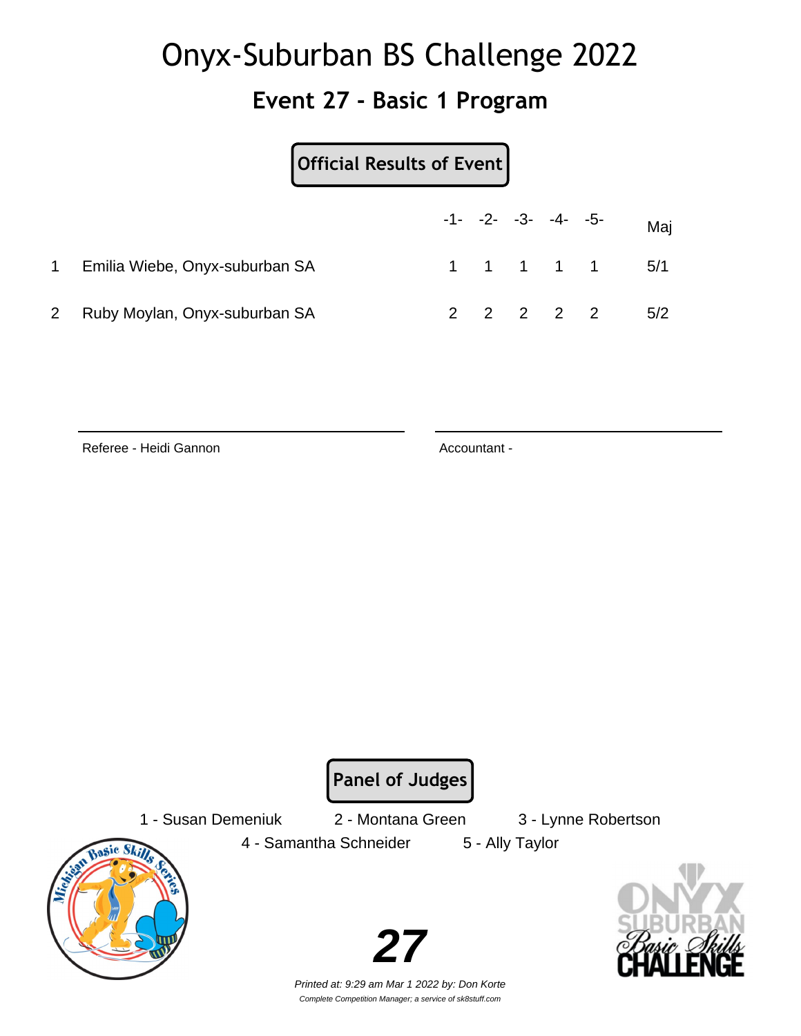# Onyx-Suburban BS Challenge 2022

## Event 27 - Basic 1 Program

**Official Results of Event**

| | | -1- | -2- | -3- | -4- | -5- | Maj |
|---|---|---|---|---|---|---|---|
| 1 | Emilia Wiebe, Onyx-suburban SA | 1 | 1 | 1 | 1 | 1 | 5/1 |
| 2 | Ruby Moylan, Onyx-suburban SA | 2 | 2 | 2 | 2 | 2 | 5/2 |

Referee - Heidi Gannon

Accountant -

**Panel of Judges**

1 - Susan Demeniuk 2 - Montana Green 3 - Lynne Robertson

4 - Samantha Schneider 5 - Ally Taylor

**27**

*Printed at: 9:29 am Mar 1 2022 by: Don Korte*

*Complete Competition Manager; a service of sk8stuff.com*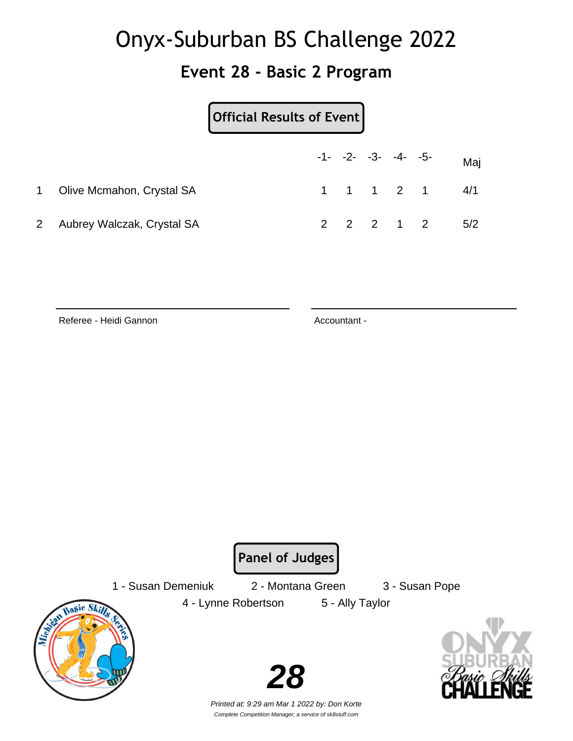# Onyx-Suburban BS Challenge 2022

## Event 28 - Basic 2 Program

**Official Results of Event**

| | | -1- | -2- | -3- | -4- | -5- | Maj |
|---|---|---|---|---|---|---|---|
| 1 | Olive Mcmahon, Crystal SA | 1 | 1 | 1 | 2 | 1 | 4/1 |
| 2 | Aubrey Walczak, Crystal SA | 2 | 2 | 2 | 1 | 2 | 5/2 |

Referee - Heidi Gannon

Accountant -

**Panel of Judges**

1 - Susan Demeniuk    2 - Montana Green    3 - Susan Pope

4 - Lynne Robertson    5 - Ally Taylor

**28**

*Printed at: 9:29 am Mar 1 2022 by: Don Korte*

*Complete Competition Manager; a service of sk8stuff.com*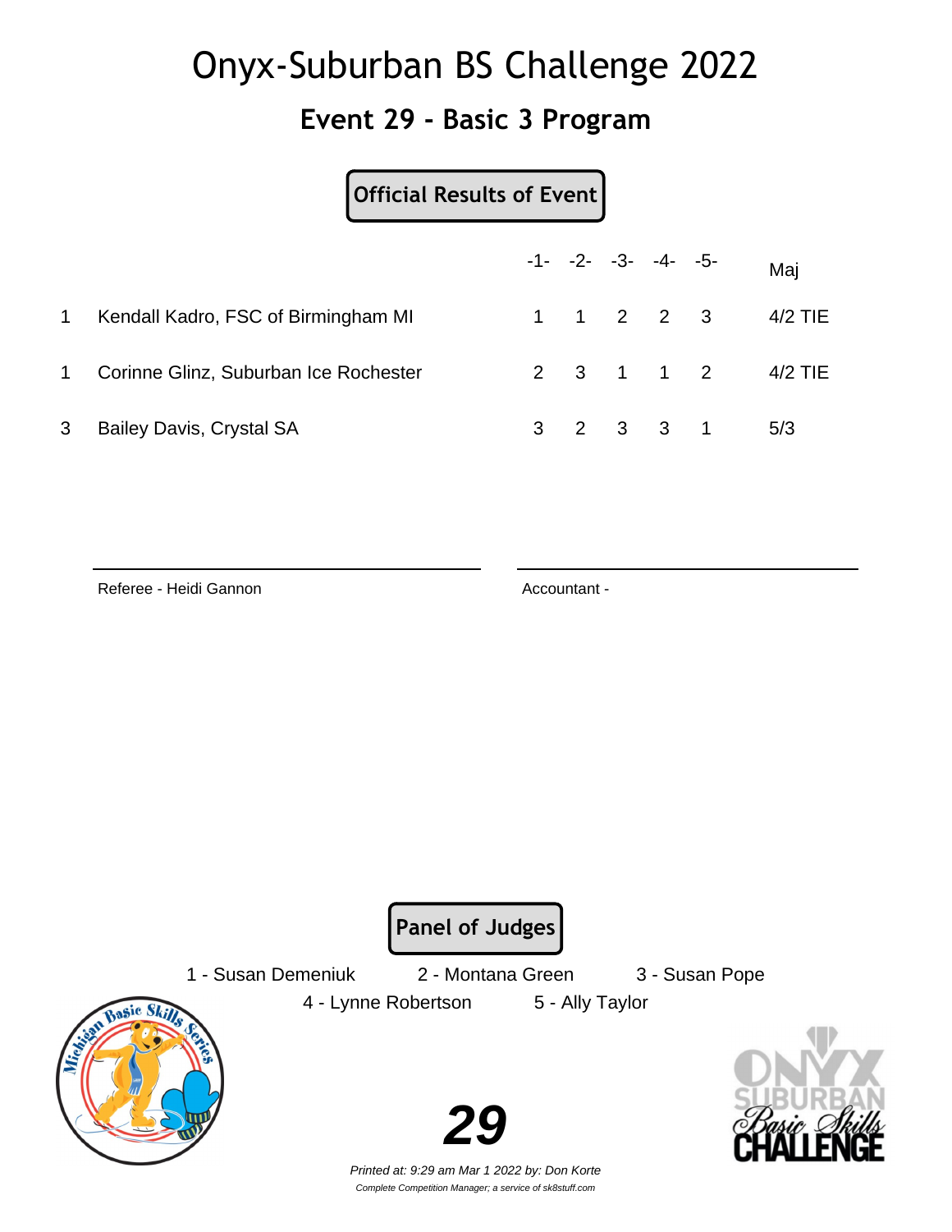# Onyx-Suburban BS Challenge 2022

## Event 29 - Basic 3 Program

**Official Results of Event**

| | | -1- | -2- | -3- | -4- | -5- | Maj |
|---|---|---|---|---|---|---|---|
| 1 | Kendall Kadro, FSC of Birmingham MI | 1 | 1 | 2 | 2 | 3 | 4/2 TIE |
| 1 | Corinne Glinz, Suburban Ice Rochester | 2 | 3 | 1 | 1 | 2 | 4/2 TIE |
| 3 | Bailey Davis, Crystal SA | 3 | 2 | 3 | 3 | 1 | 5/3 |

Referee - Heidi Gannon

Accountant -

**Panel of Judges**

1 - Susan Demeniuk    2 - Montana Green    3 - Susan Pope

4 - Lynne Robertson    5 - Ally Taylor

**29**

*Printed at: 9:29 am Mar 1 2022 by: Don Korte*

*Complete Competition Manager; a service of sk8stuff.com*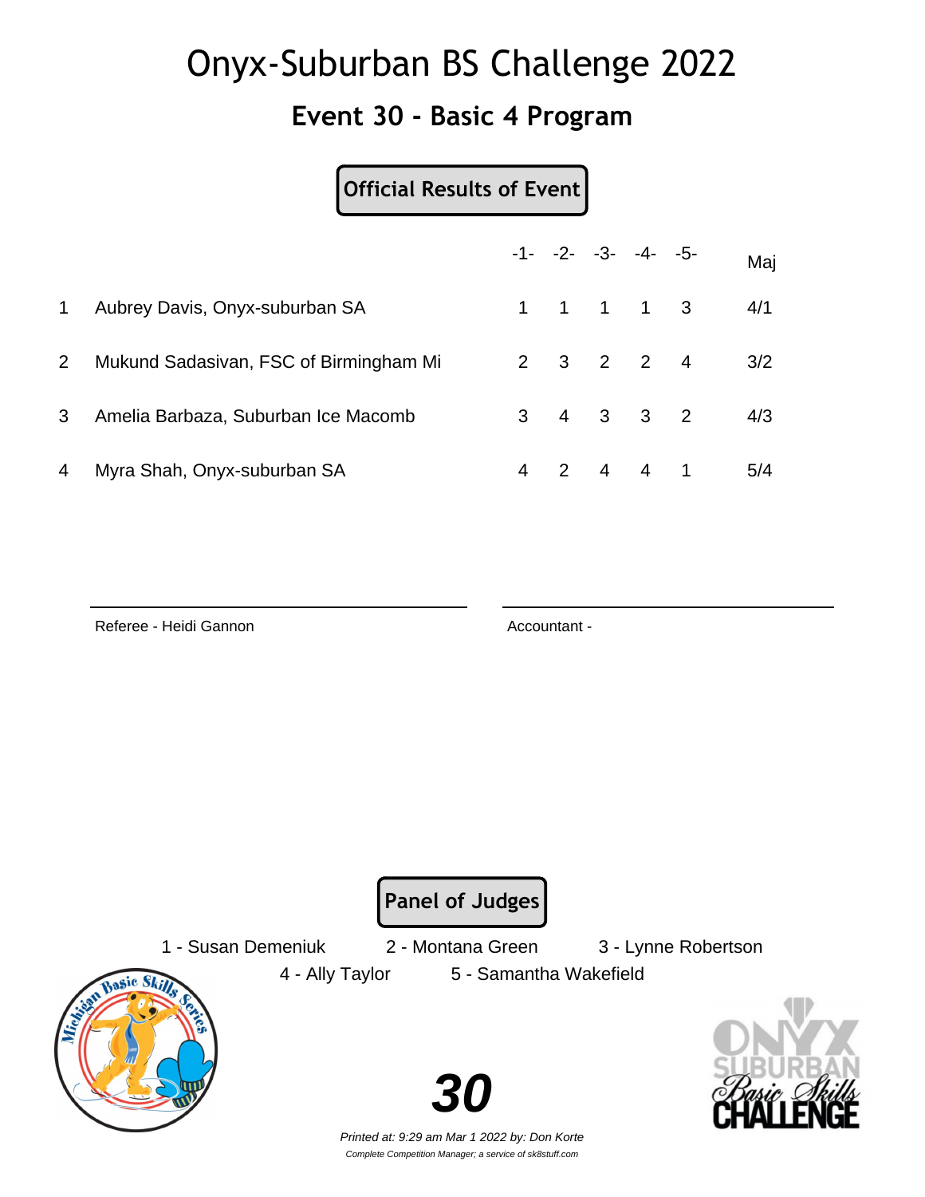# Onyx-Suburban BS Challenge 2022

## Event 30 - Basic 4 Program

**Official Results of Event**

| | | -1- | -2- | -3- | -4- | -5- | Maj |
|---|---|---|---|---|---|---|---|
| 1 | Aubrey Davis, Onyx-suburban SA | 1 | 1 | 1 | 1 | 3 | 4/1 |
| 2 | Mukund Sadasivan, FSC of Birmingham Mi | 2 | 3 | 2 | 2 | 4 | 3/2 |
| 3 | Amelia Barbaza, Suburban Ice Macomb | 3 | 4 | 3 | 3 | 2 | 4/3 |
| 4 | Myra Shah, Onyx-suburban SA | 4 | 2 | 4 | 4 | 1 | 5/4 |

Referee - Heidi Gannon

Accountant -

**Panel of Judges**

1 - Susan Demeniuk    2 - Montana Green    3 - Lynne Robertson

4 - Ally Taylor    5 - Samantha Wakefield

**30**

*Printed at: 9:29 am Mar 1 2022 by: Don Korte*

*Complete Competition Manager; a service of sk8stuff.com*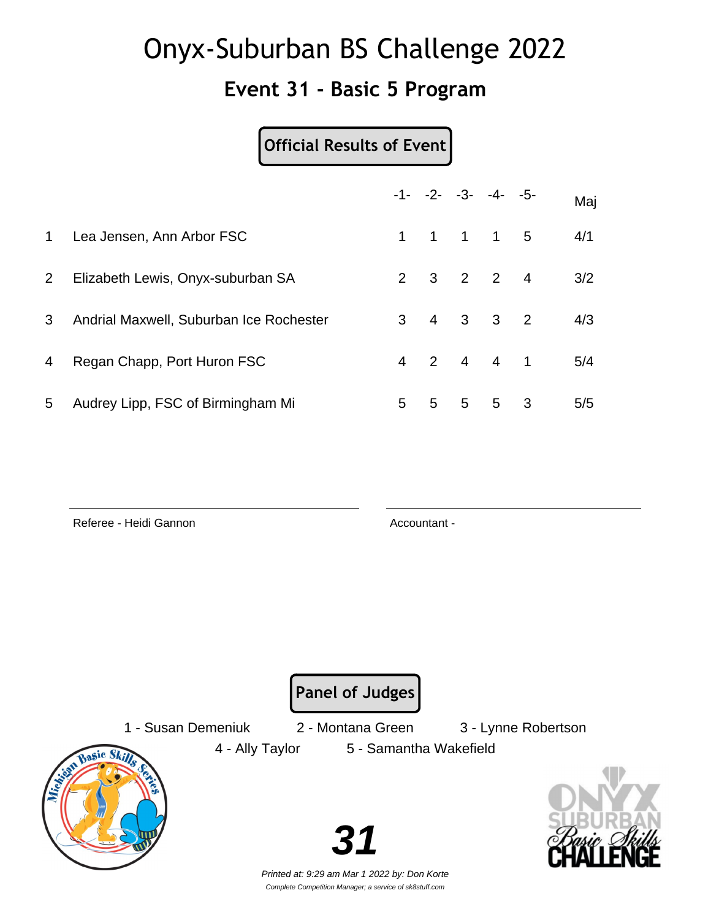# Onyx-Suburban BS Challenge 2022

## Event 31 - Basic 5 Program

**Official Results of Event**

| | | -1- | -2- | -3- | -4- | -5- | Maj |
|---|---|---|---|---|---|---|---|
| 1 | Lea Jensen, Ann Arbor FSC | 1 | 1 | 1 | 1 | 5 | 4/1 |
| 2 | Elizabeth Lewis, Onyx-suburban SA | 2 | 3 | 2 | 2 | 4 | 3/2 |
| 3 | Andrial Maxwell, Suburban Ice Rochester | 3 | 4 | 3 | 3 | 2 | 4/3 |
| 4 | Regan Chapp, Port Huron FSC | 4 | 2 | 4 | 4 | 1 | 5/4 |
| 5 | Audrey Lipp, FSC of Birmingham Mi | 5 | 5 | 5 | 5 | 3 | 5/5 |

Referee - Heidi Gannon

Accountant -

**Panel of Judges**

1 - Susan Demeniuk 2 - Montana Green 3 - Lynne Robertson

4 - Ally Taylor 5 - Samantha Wakefield

**31**

*Printed at: 9:29 am Mar 1 2022 by: Don Korte*

*Complete Competition Manager; a service of sk8stuff.com*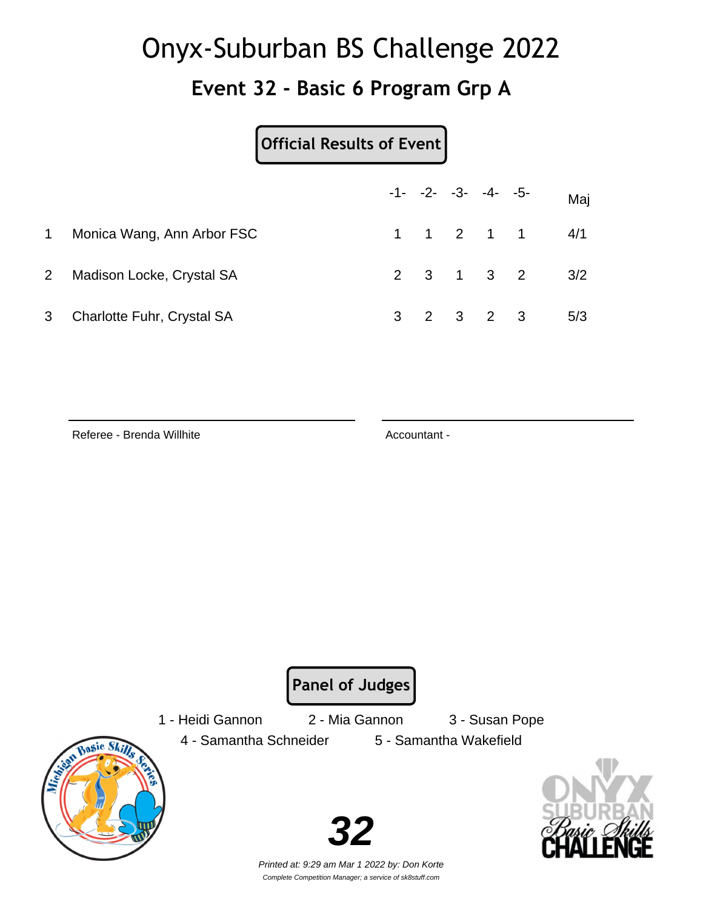# Onyx-Suburban BS Challenge 2022

## Event 32 - Basic 6 Program Grp A

**Official Results of Event**

| | | -1- | -2- | -3- | -4- | -5- | Maj |
|---|---|---|---|---|---|---|---|
| 1 | Monica Wang, Ann Arbor FSC | 1 | 1 | 2 | 1 | 1 | 4/1 |
| 2 | Madison Locke, Crystal SA | 2 | 3 | 1 | 3 | 2 | 3/2 |
| 3 | Charlotte Fuhr, Crystal SA | 3 | 2 | 3 | 2 | 3 | 5/3 |

Referee - Brenda Willhite

Accountant -

**Panel of Judges**

1 - Heidi Gannon
2 - Mia Gannon
3 - Susan Pope
4 - Samantha Schneider
5 - Samantha Wakefield

**32**

*Printed at: 9:29 am Mar 1 2022 by: Don Korte*

*Complete Competition Manager; a service of sk8stuff.com*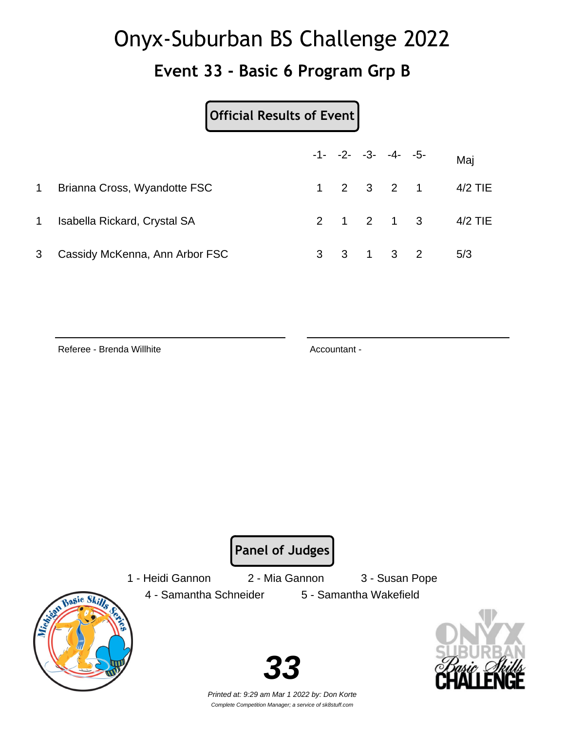# Onyx-Suburban BS Challenge 2022

## Event 33 - Basic 6 Program Grp B

**Official Results of Event**

| | | -1- | -2- | -3- | -4- | -5- | Maj |
|---|---|---|---|---|---|---|---|
| 1 | Brianna Cross, Wyandotte FSC | 1 | 2 | 3 | 2 | 1 | 4/2 TIE |
| 1 | Isabella Rickard, Crystal SA | 2 | 1 | 2 | 1 | 3 | 4/2 TIE |
| 3 | Cassidy McKenna, Ann Arbor FSC | 3 | 3 | 1 | 3 | 2 | 5/3 |

Referee - Brenda Willhite

Accountant -

**Panel of Judges**

1 - Heidi Gannon 2 - Mia Gannon 3 - Susan Pope

4 - Samantha Schneider 5 - Samantha Wakefield

**33**

*Printed at: 9:29 am Mar 1 2022 by: Don Korte*

*Complete Competition Manager; a service of sk8stuff.com*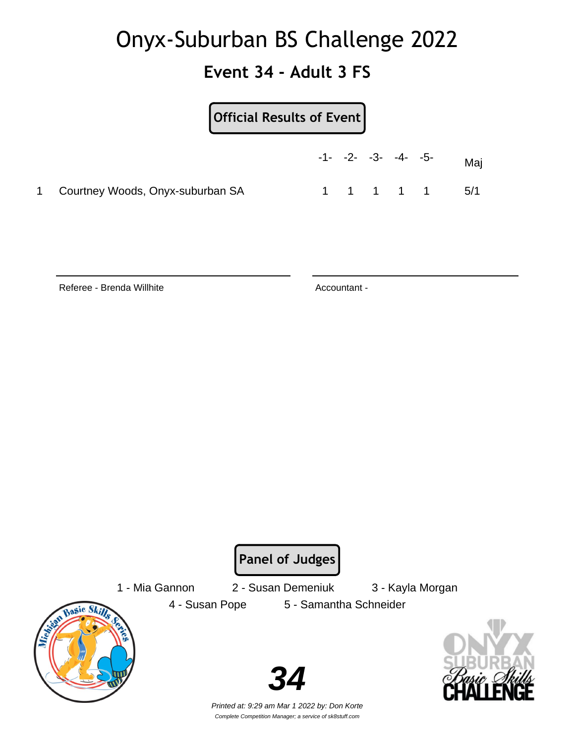# Onyx-Suburban BS Challenge 2022

## Event 34 - Adult 3 FS

**Official Results of Event**

| | | -1- | -2- | -3- | -4- | -5- | Maj |
|---|---|---|---|---|---|---|---|
| 1 | Courtney Woods, Onyx-suburban SA | 1 | 1 | 1 | 1 | 1 | 5/1 |

Referee - Brenda Willhite

Accountant -

**Panel of Judges**

1 - Mia Gannon    2 - Susan Demeniuk    3 - Kayla Morgan

4 - Susan Pope    5 - Samantha Schneider

**34**

*Printed at: 9:29 am Mar 1 2022 by: Don Korte*

*Complete Competition Manager; a service of sk8stuff.com*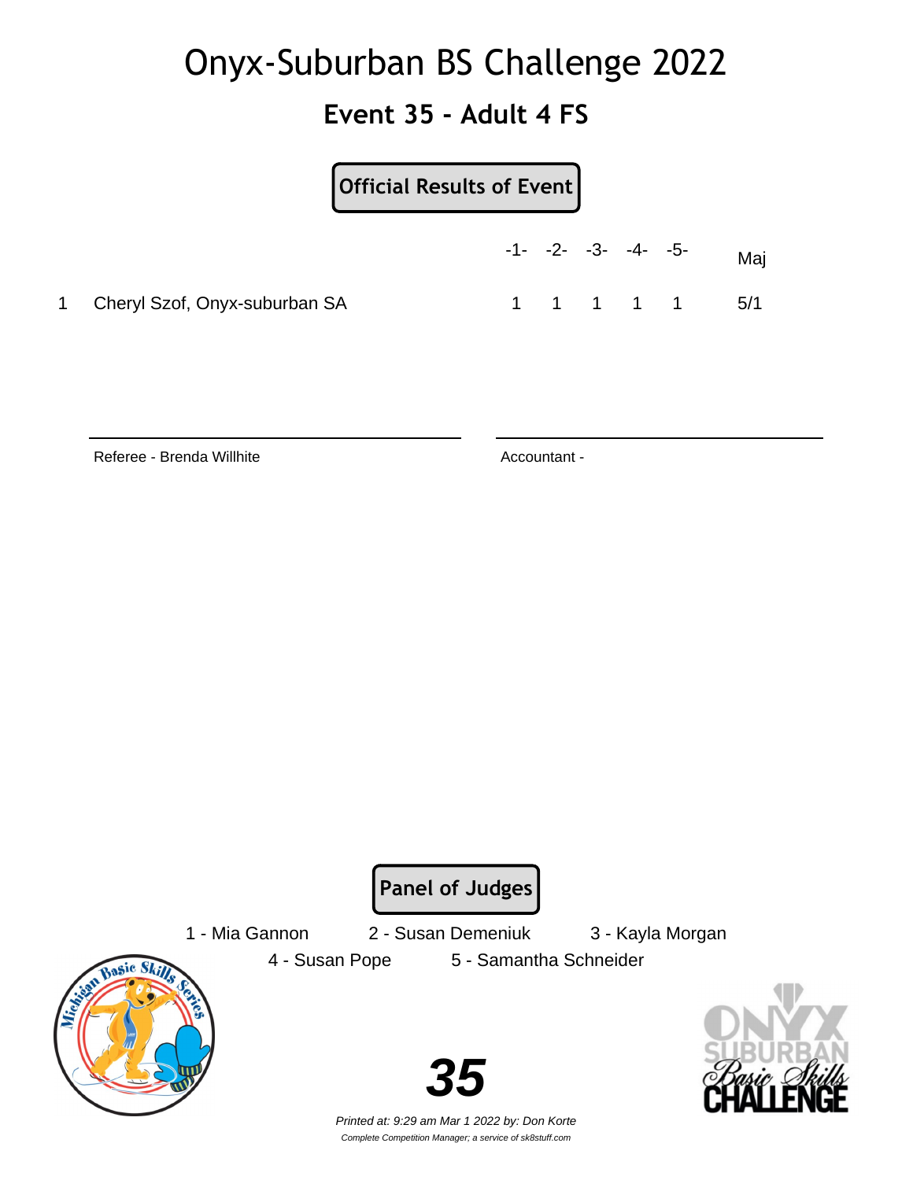# Onyx-Suburban BS Challenge 2022

## Event 35 - Adult 4 FS

**Official Results of Event**

| | | -1- | -2- | -3- | -4- | -5- | Maj |
|---|---|---|---|---|---|---|---|
| 1 | Cheryl Szof, Onyx-suburban SA | 1 | 1 | 1 | 1 | 1 | 5/1 |

Referee - Brenda Willhite

Accountant -

**Panel of Judges**

1 - Mia Gannon 2 - Susan Demeniuk 3 - Kayla Morgan

4 - Susan Pope 5 - Samantha Schneider

**35**

*Printed at: 9:29 am Mar 1 2022 by: Don Korte*

*Complete Competition Manager; a service of sk8stuff.com*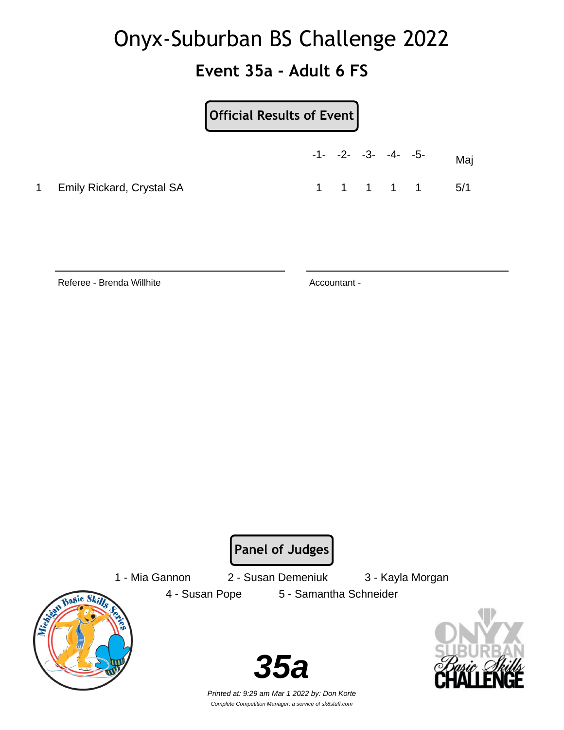# Onyx-Suburban BS Challenge 2022

## Event 35a - Adult 6 FS

**Official Results of Event**

| | | -1- | -2- | -3- | -4- | -5- | Maj |
|---|---|---|---|---|---|---|---|
| 1 | Emily Rickard, Crystal SA | 1 | 1 | 1 | 1 | 1 | 5/1 |

Referee - Brenda Willhite

Accountant -

**Panel of Judges**

1 - Mia Gannon 2 - Susan Demeniuk 3 - Kayla Morgan

4 - Susan Pope 5 - Samantha Schneider

**35a**

*Printed at: 9:29 am Mar 1 2022 by: Don Korte*

*Complete Competition Manager; a service of sk8stuff.com*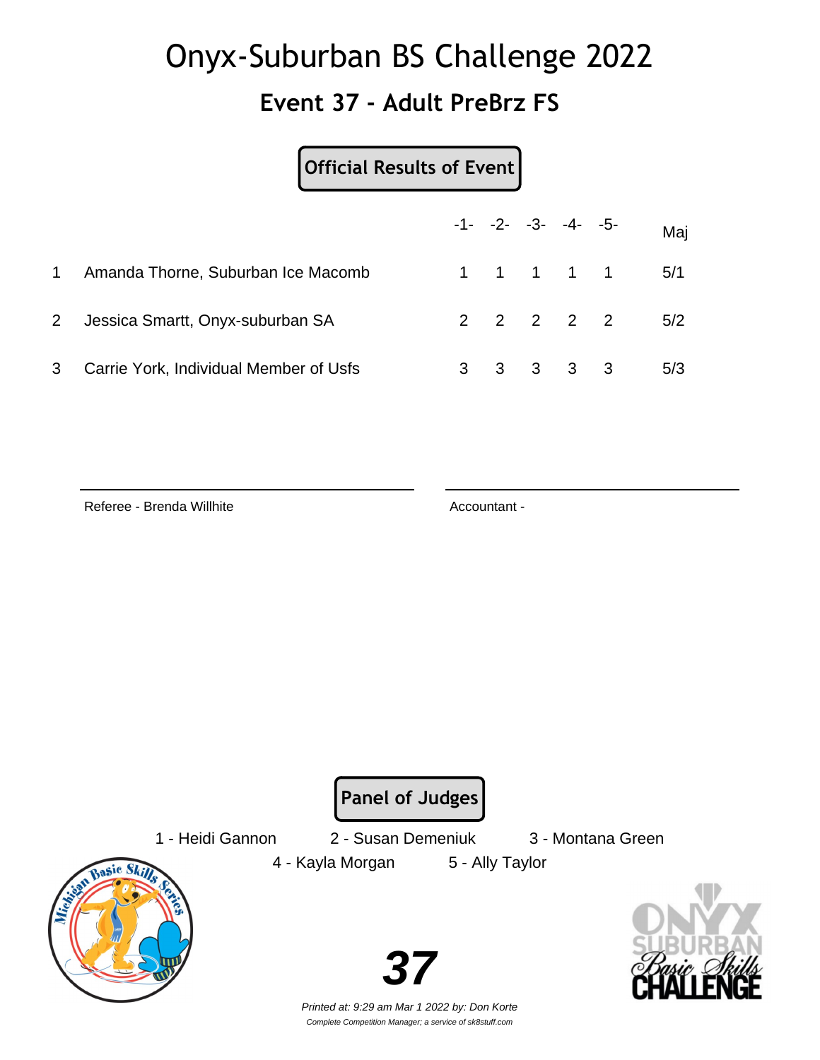# Onyx-Suburban BS Challenge 2022

## Event 37 - Adult PreBrz FS

**Official Results of Event**

| | | -1- | -2- | -3- | -4- | -5- | Maj |
|---|---|---|---|---|---|---|---|
| 1 | Amanda Thorne, Suburban Ice Macomb | 1 | 1 | 1 | 1 | 1 | 5/1 |
| 2 | Jessica Smartt, Onyx-suburban SA | 2 | 2 | 2 | 2 | 2 | 5/2 |
| 3 | Carrie York, Individual Member of Usfs | 3 | 3 | 3 | 3 | 3 | 5/3 |

Referee - Brenda Willhite

Accountant -

**Panel of Judges**

1 - Heidi Gannon 2 - Susan Demeniuk 3 - Montana Green
4 - Kayla Morgan 5 - Ally Taylor

**37**

*Printed at: 9:29 am Mar 1 2022 by: Don Korte*

*Complete Competition Manager; a service of sk8stuff.com*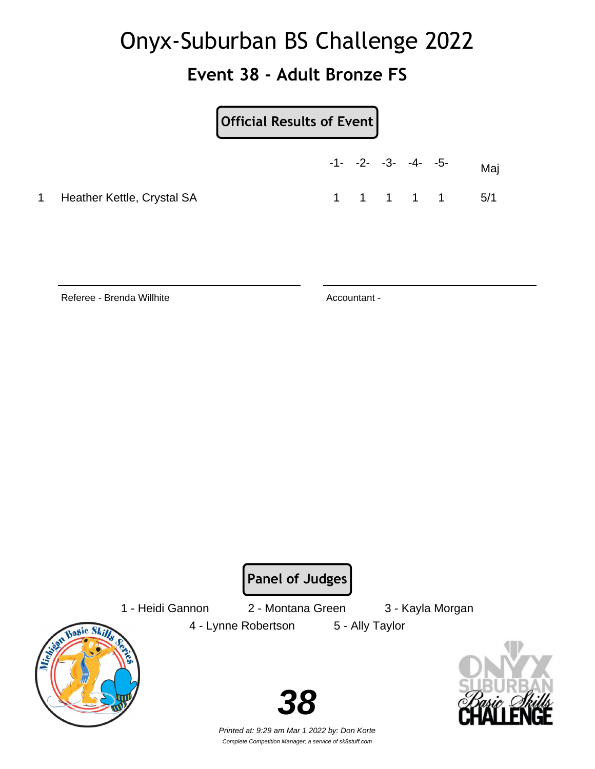# Onyx-Suburban BS Challenge 2022

## Event 38 - Adult Bronze FS

**Official Results of Event**

| | | -1- | -2- | -3- | -4- | -5- | Maj |
|---|---|---|---|---|---|---|---|
| 1 | Heather Kettle, Crystal SA | 1 | 1 | 1 | 1 | 1 | 5/1 |

Referee - Brenda Willhite

Accountant -

**Panel of Judges**

1 - Heidi Gannon  2 - Montana Green  3 - Kayla Morgan

4 - Lynne Robertson  5 - Ally Taylor

**38**

*Printed at: 9:29 am Mar 1 2022 by: Don Korte*

*Complete Competition Manager; a service of sk8stuff.com*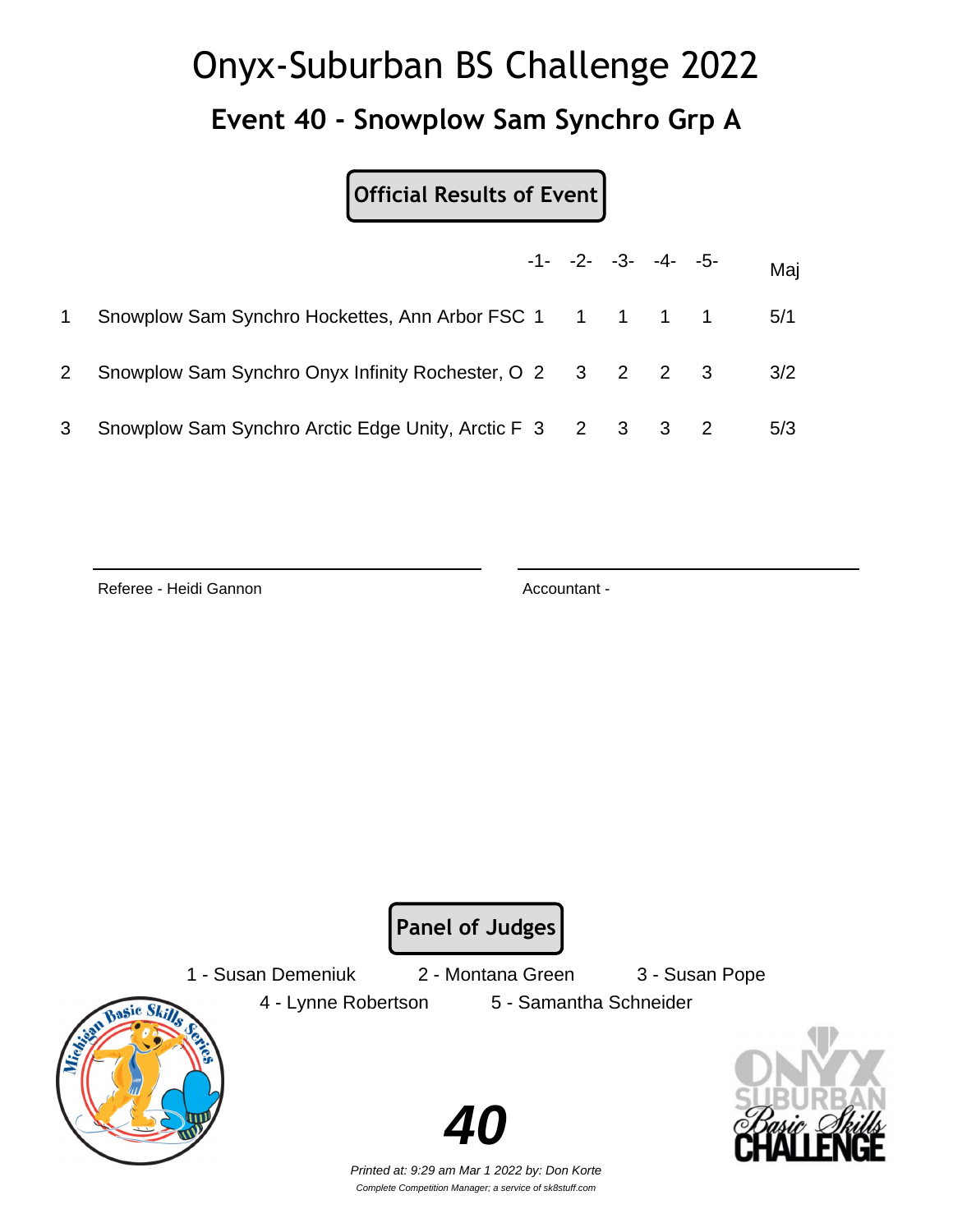# Onyx-Suburban BS Challenge 2022

## Event 40 - Snowplow Sam Synchro Grp A

**Official Results of Event**

| | | -1- | -2- | -3- | -4- | -5- | Maj |
|---|---|---|---|---|---|---|---|
| 1 | Snowplow Sam Synchro Hockettes, Ann Arbor FSC | 1 | 1 | 1 | 1 | 1 | 5/1 |
| 2 | Snowplow Sam Synchro Onyx Infinity Rochester, O | 2 | 3 | 2 | 2 | 3 | 3/2 |
| 3 | Snowplow Sam Synchro Arctic Edge Unity, Arctic F | 3 | 2 | 3 | 3 | 2 | 5/3 |

Referee - Heidi Gannon

Accountant -

**Panel of Judges**

1 - Susan Demeniuk    2 - Montana Green    3 - Susan Pope

4 - Lynne Robertson    5 - Samantha Schneider

**40**

*Printed at: 9:29 am Mar 1 2022 by: Don Korte*

*Complete Competition Manager; a service of sk8stuff.com*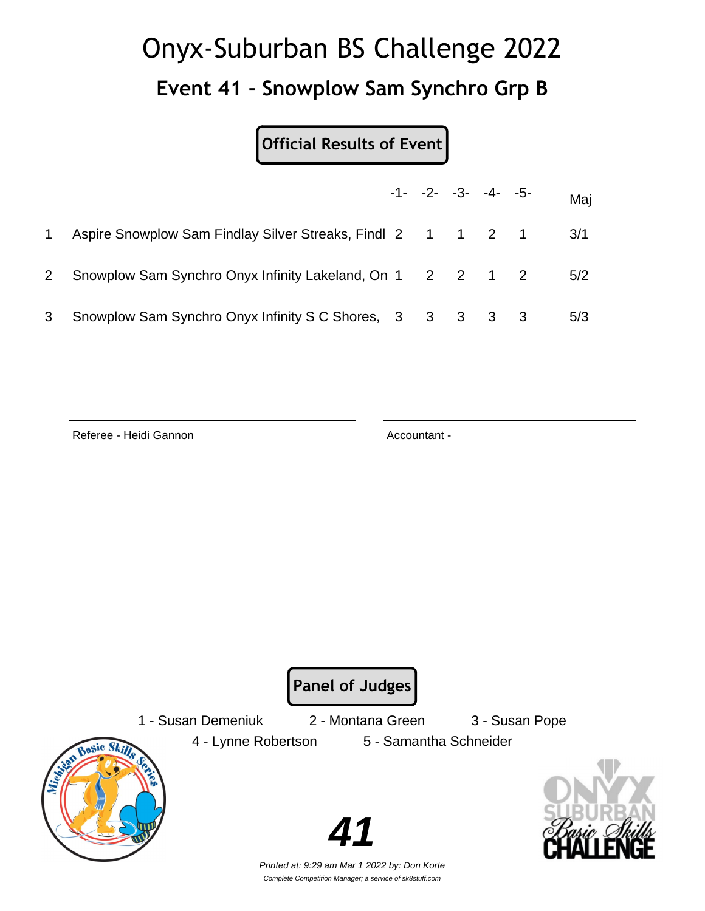# Onyx-Suburban BS Challenge 2022

## Event 41 - Snowplow Sam Synchro Grp B

**Official Results of Event**

| | | -1- | -2- | -3- | -4- | -5- | Maj |
|---|---|---|---|---|---|---|---|
| 1 | Aspire Snowplow Sam Findlay Silver Streaks, Findl | 2 | 1 | 1 | 2 | 1 | 3/1 |
| 2 | Snowplow Sam Synchro Onyx Infinity Lakeland, On | 1 | 2 | 2 | 1 | 2 | 5/2 |
| 3 | Snowplow Sam Synchro Onyx Infinity S C Shores, | 3 | 3 | 3 | 3 | 3 | 5/3 |

Referee - Heidi Gannon

Accountant -

**Panel of Judges**

1 - Susan Demeniuk
2 - Montana Green
3 - Susan Pope
4 - Lynne Robertson
5 - Samantha Schneider

**41**

*Printed at: 9:29 am Mar 1 2022 by: Don Korte*

*Complete Competition Manager; a service of sk8stuff.com*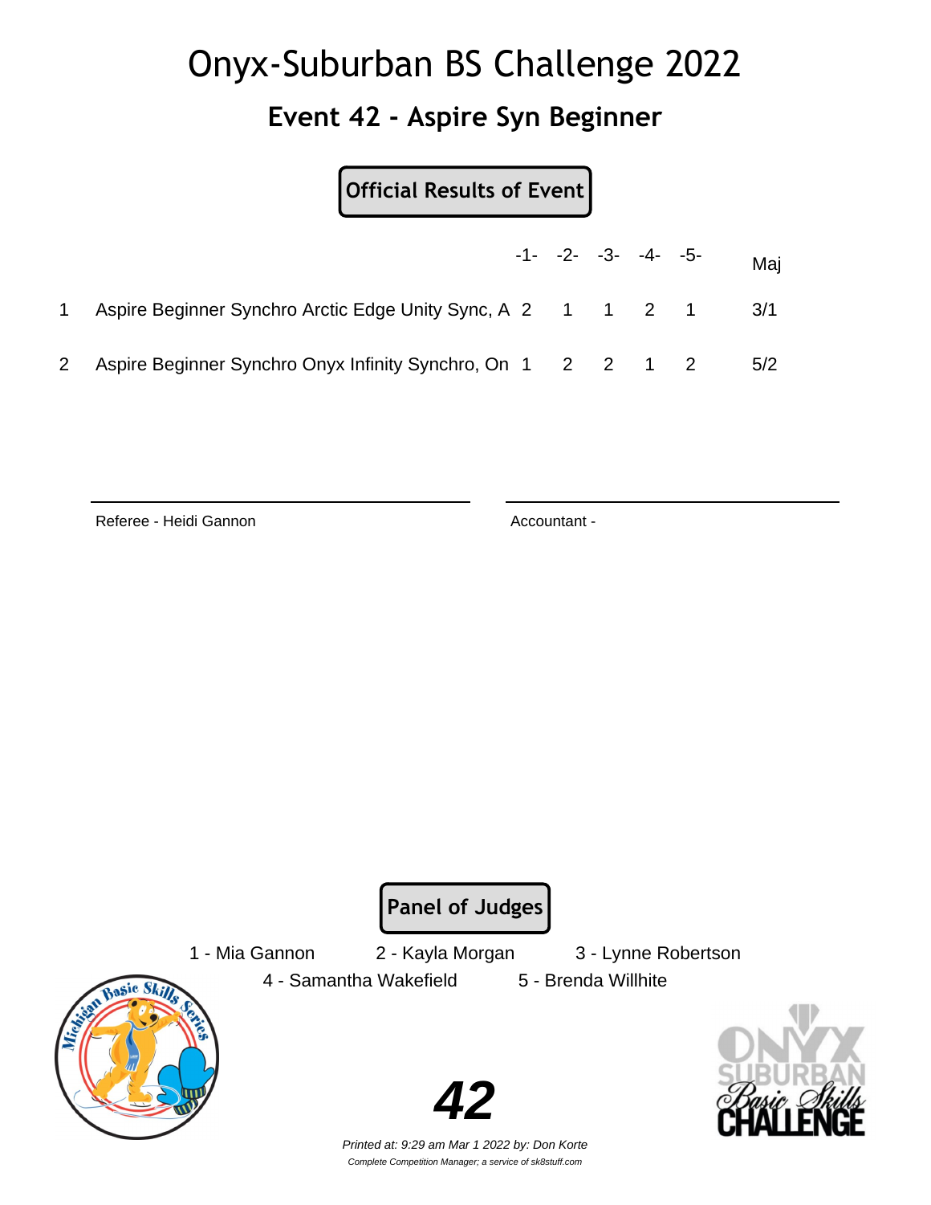# Onyx-Suburban BS Challenge 2022

## Event 42 - Aspire Syn Beginner

**Official Results of Event**

| | | -1- | -2- | -3- | -4- | -5- | Maj |
|---|---|---|---|---|---|---|---|
| 1 | Aspire Beginner Synchro Arctic Edge Unity Sync, A | 2 | 1 | 1 | 2 | 1 | 3/1 |
| 2 | Aspire Beginner Synchro Onyx Infinity Synchro, On | 1 | 2 | 2 | 1 | 2 | 5/2 |

Referee - Heidi Gannon

Accountant -

**Panel of Judges**

1 - Mia Gannon    2 - Kayla Morgan    3 - Lynne Robertson

4 - Samantha Wakefield    5 - Brenda Willhite

**42**

*Printed at: 9:29 am Mar 1 2022 by: Don Korte*

*Complete Competition Manager; a service of sk8stuff.com*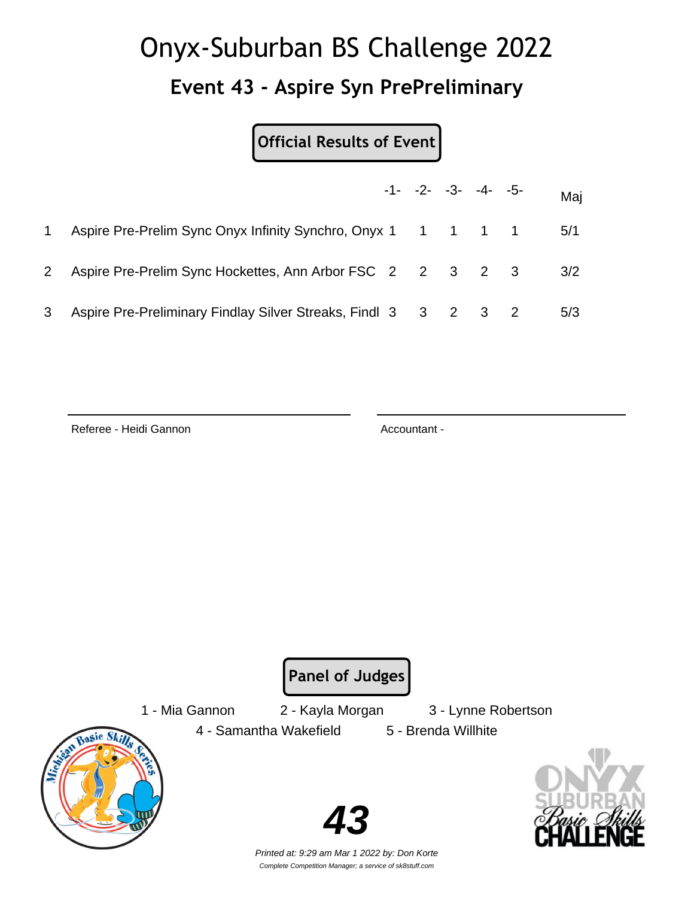# Onyx-Suburban BS Challenge 2022

## Event 43 - Aspire Syn PrePreliminary

**Official Results of Event**

| | | -1- | -2- | -3- | -4- | -5- | Maj |
|---|---|---|---|---|---|---|---|
| 1 | Aspire Pre-Prelim Sync Onyx Infinity Synchro, Onyx | 1 | 1 | 1 | 1 | 1 | 5/1 |
| 2 | Aspire Pre-Prelim Sync Hockettes, Ann Arbor FSC | 2 | 2 | 3 | 2 | 3 | 3/2 |
| 3 | Aspire Pre-Preliminary Findlay Silver Streaks, Findl | 3 | 3 | 2 | 3 | 2 | 5/3 |

Referee - Heidi Gannon

Accountant -

**Panel of Judges**

1 - Mia Gannon 2 - Kayla Morgan 3 - Lynne Robertson
4 - Samantha Wakefield 5 - Brenda Willhite

**43**

*Printed at: 9:29 am Mar 1 2022 by: Don Korte*
*Complete Competition Manager; a service of sk8stuff.com*